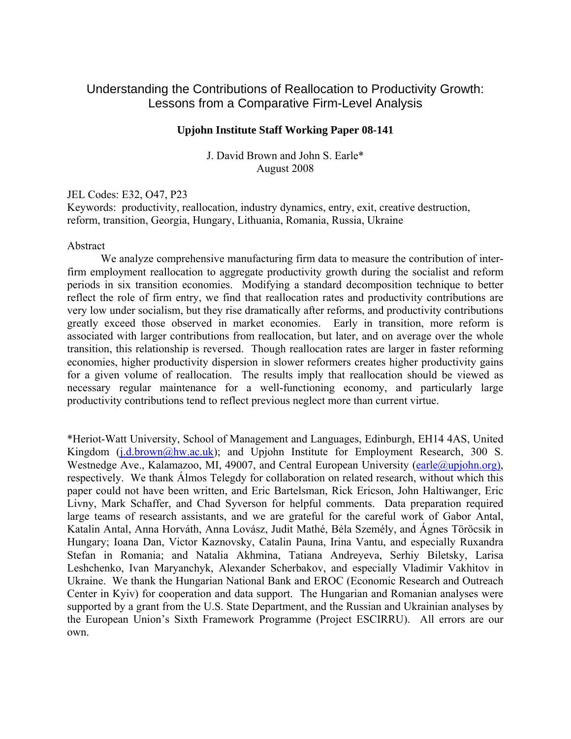# Understanding the Contributions of Reallocation to Productivity Growth: Lessons from a Comparative Firm-Level Analysis

**Upjohn Institute Staff Working Paper 08-141**

J. David Brown and John S. Earle*
August 2008

JEL Codes: E32, O47, P23
Keywords: productivity, reallocation, industry dynamics, entry, exit, creative destruction, reform, transition, Georgia, Hungary, Lithuania, Romania, Russia, Ukraine

Abstract

We analyze comprehensive manufacturing firm data to measure the contribution of inter-firm employment reallocation to aggregate productivity growth during the socialist and reform periods in six transition economies. Modifying a standard decomposition technique to better reflect the role of firm entry, we find that reallocation rates and productivity contributions are very low under socialism, but they rise dramatically after reforms, and productivity contributions greatly exceed those observed in market economies. Early in transition, more reform is associated with larger contributions from reallocation, but later, and on average over the whole transition, this relationship is reversed. Though reallocation rates are larger in faster reforming economies, higher productivity dispersion in slower reformers creates higher productivity gains for a given volume of reallocation. The results imply that reallocation should be viewed as necessary regular maintenance for a well-functioning economy, and particularly large productivity contributions tend to reflect previous neglect more than current virtue.

*Heriot-Watt University, School of Management and Languages, Edinburgh, EH14 4AS, United Kingdom (j.d.brown@hw.ac.uk); and Upjohn Institute for Employment Research, 300 S. Westnedge Ave., Kalamazoo, MI, 49007, and Central European University (earle@upjohn.org), respectively. We thank Álmos Telegdy for collaboration on related research, without which this paper could not have been written, and Eric Bartelsman, Rick Ericson, John Haltiwanger, Eric Livny, Mark Schaffer, and Chad Syverson for helpful comments. Data preparation required large teams of research assistants, and we are grateful for the careful work of Gabor Antal, Katalin Antal, Anna Horváth, Anna Lovász, Judit Mathé, Béla Személy, and Ágnes Töröcsik in Hungary; Ioana Dan, Victor Kaznovsky, Catalin Pauna, Irina Vantu, and especially Ruxandra Stefan in Romania; and Natalia Akhmina, Tatiana Andreyeva, Serhiy Biletsky, Larisa Leshchenko, Ivan Maryanchyk, Alexander Scherbakov, and especially Vladimir Vakhitov in Ukraine. We thank the Hungarian National Bank and EROC (Economic Research and Outreach Center in Kyiv) for cooperation and data support. The Hungarian and Romanian analyses were supported by a grant from the U.S. State Department, and the Russian and Ukrainian analyses by the European Union's Sixth Framework Programme (Project ESCIRRU). All errors are our own.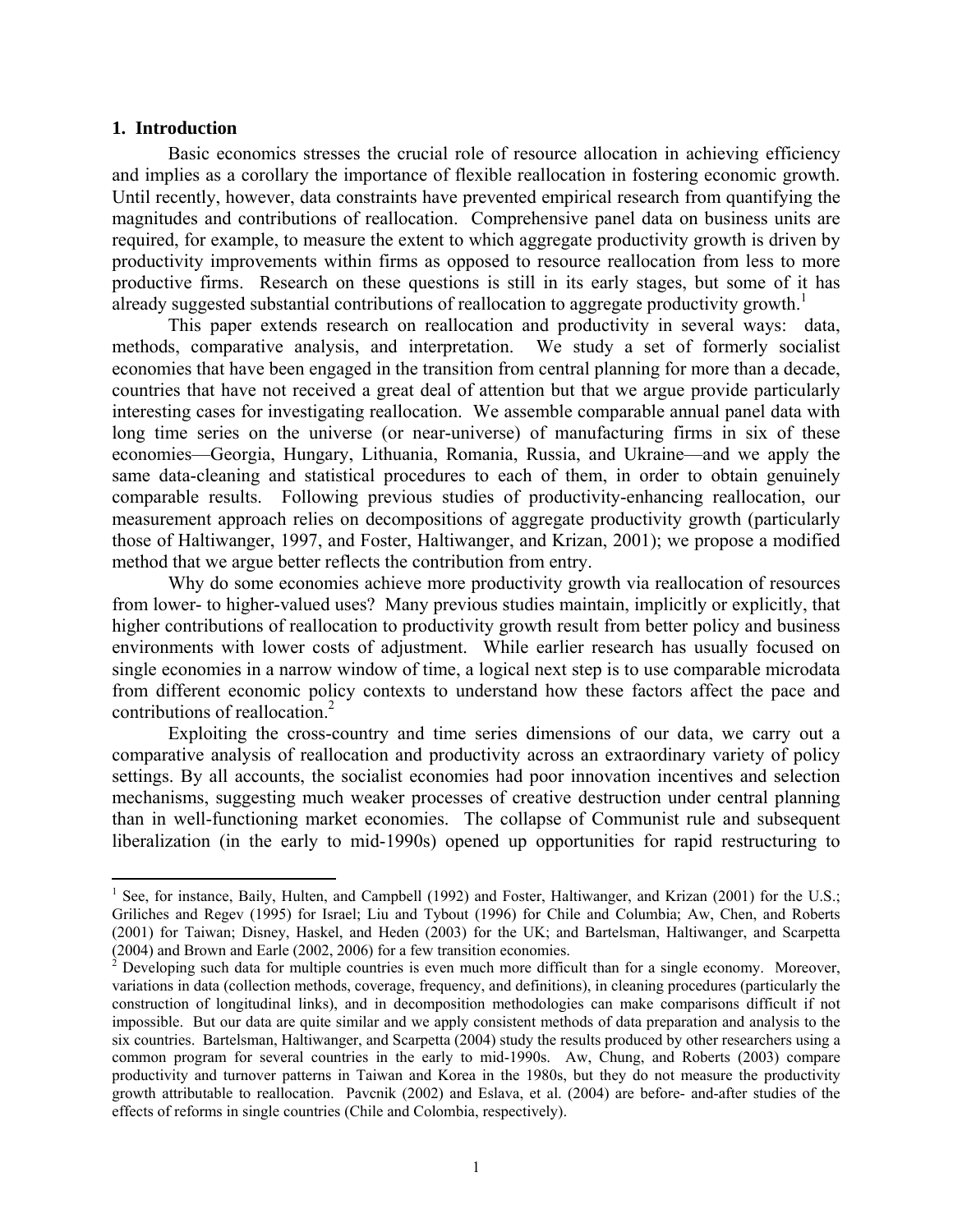## 1. Introduction

Basic economics stresses the crucial role of resource allocation in achieving efficiency and implies as a corollary the importance of flexible reallocation in fostering economic growth. Until recently, however, data constraints have prevented empirical research from quantifying the magnitudes and contributions of reallocation. Comprehensive panel data on business units are required, for example, to measure the extent to which aggregate productivity growth is driven by productivity improvements within firms as opposed to resource reallocation from less to more productive firms. Research on these questions is still in its early stages, but some of it has already suggested substantial contributions of reallocation to aggregate productivity growth.[1]

This paper extends research on reallocation and productivity in several ways: data, methods, comparative analysis, and interpretation. We study a set of formerly socialist economies that have been engaged in the transition from central planning for more than a decade, countries that have not received a great deal of attention but that we argue provide particularly interesting cases for investigating reallocation. We assemble comparable annual panel data with long time series on the universe (or near-universe) of manufacturing firms in six of these economies—Georgia, Hungary, Lithuania, Romania, Russia, and Ukraine—and we apply the same data-cleaning and statistical procedures to each of them, in order to obtain genuinely comparable results. Following previous studies of productivity-enhancing reallocation, our measurement approach relies on decompositions of aggregate productivity growth (particularly those of Haltiwanger, 1997, and Foster, Haltiwanger, and Krizan, 2001); we propose a modified method that we argue better reflects the contribution from entry.

Why do some economies achieve more productivity growth via reallocation of resources from lower- to higher-valued uses? Many previous studies maintain, implicitly or explicitly, that higher contributions of reallocation to productivity growth result from better policy and business environments with lower costs of adjustment. While earlier research has usually focused on single economies in a narrow window of time, a logical next step is to use comparable microdata from different economic policy contexts to understand how these factors affect the pace and contributions of reallocation.[2]

Exploiting the cross-country and time series dimensions of our data, we carry out a comparative analysis of reallocation and productivity across an extraordinary variety of policy settings. By all accounts, the socialist economies had poor innovation incentives and selection mechanisms, suggesting much weaker processes of creative destruction under central planning than in well-functioning market economies. The collapse of Communist rule and subsequent liberalization (in the early to mid-1990s) opened up opportunities for rapid restructuring to

---

[1] See, for instance, Baily, Hulten, and Campbell (1992) and Foster, Haltiwanger, and Krizan (2001) for the U.S.; Griliches and Regev (1995) for Israel; Liu and Tybout (1996) for Chile and Columbia; Aw, Chen, and Roberts (2001) for Taiwan; Disney, Haskel, and Heden (2003) for the UK; and Bartelsman, Haltiwanger, and Scarpetta (2004) and Brown and Earle (2002, 2006) for a few transition economies.

[2] Developing such data for multiple countries is even much more difficult than for a single economy. Moreover, variations in data (collection methods, coverage, frequency, and definitions), in cleaning procedures (particularly the construction of longitudinal links), and in decomposition methodologies can make comparisons difficult if not impossible. But our data are quite similar and we apply consistent methods of data preparation and analysis to the six countries. Bartelsman, Haltiwanger, and Scarpetta (2004) study the results produced by other researchers using a common program for several countries in the early to mid-1990s. Aw, Chung, and Roberts (2003) compare productivity and turnover patterns in Taiwan and Korea in the 1980s, but they do not measure the productivity growth attributable to reallocation. Pavcnik (2002) and Eslava, et al. (2004) are before- and-after studies of the effects of reforms in single countries (Chile and Colombia, respectively).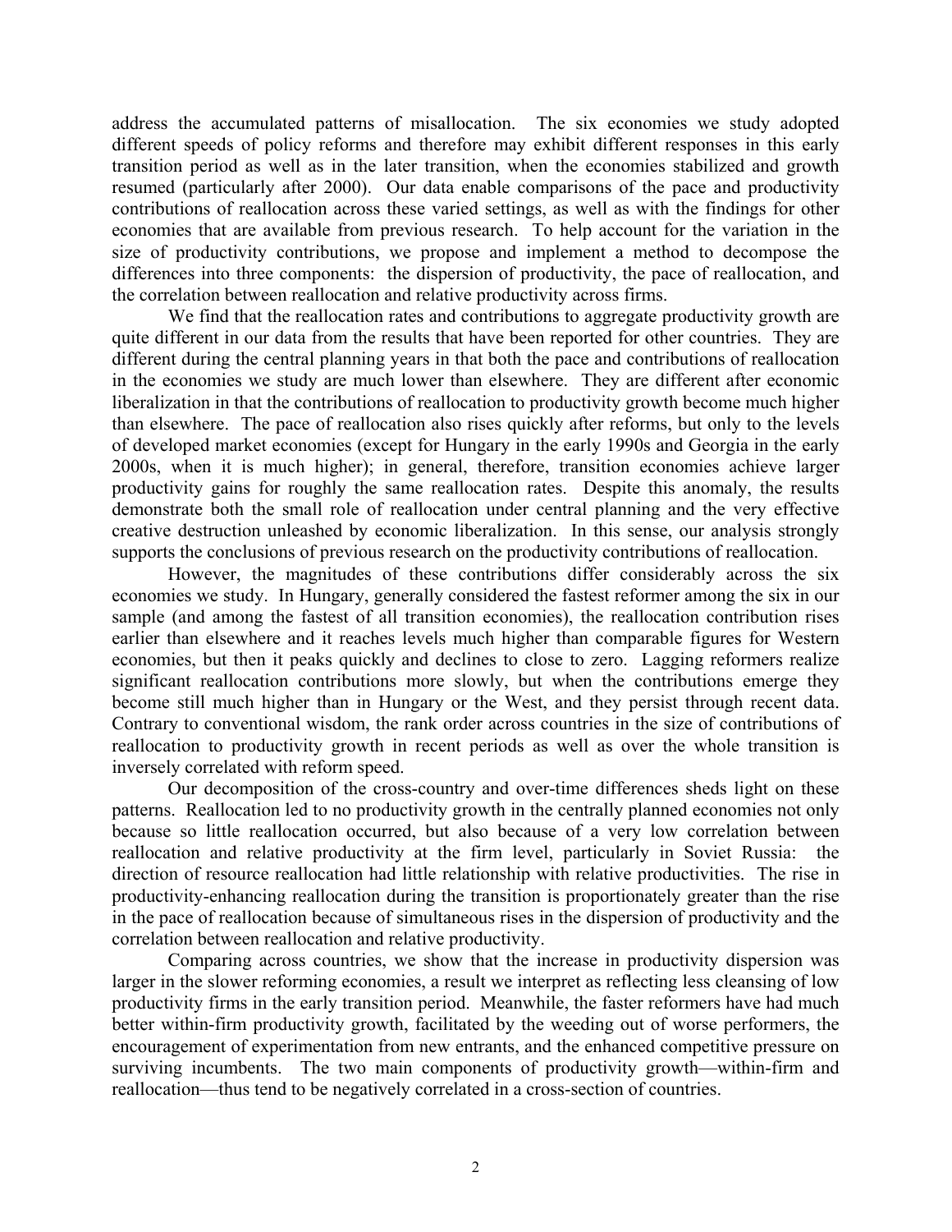address the accumulated patterns of misallocation. The six economies we study adopted different speeds of policy reforms and therefore may exhibit different responses in this early transition period as well as in the later transition, when the economies stabilized and growth resumed (particularly after 2000). Our data enable comparisons of the pace and productivity contributions of reallocation across these varied settings, as well as with the findings for other economies that are available from previous research. To help account for the variation in the size of productivity contributions, we propose and implement a method to decompose the differences into three components: the dispersion of productivity, the pace of reallocation, and the correlation between reallocation and relative productivity across firms.

We find that the reallocation rates and contributions to aggregate productivity growth are quite different in our data from the results that have been reported for other countries. They are different during the central planning years in that both the pace and contributions of reallocation in the economies we study are much lower than elsewhere. They are different after economic liberalization in that the contributions of reallocation to productivity growth become much higher than elsewhere. The pace of reallocation also rises quickly after reforms, but only to the levels of developed market economies (except for Hungary in the early 1990s and Georgia in the early 2000s, when it is much higher); in general, therefore, transition economies achieve larger productivity gains for roughly the same reallocation rates. Despite this anomaly, the results demonstrate both the small role of reallocation under central planning and the very effective creative destruction unleashed by economic liberalization. In this sense, our analysis strongly supports the conclusions of previous research on the productivity contributions of reallocation.

However, the magnitudes of these contributions differ considerably across the six economies we study. In Hungary, generally considered the fastest reformer among the six in our sample (and among the fastest of all transition economies), the reallocation contribution rises earlier than elsewhere and it reaches levels much higher than comparable figures for Western economies, but then it peaks quickly and declines to close to zero. Lagging reformers realize significant reallocation contributions more slowly, but when the contributions emerge they become still much higher than in Hungary or the West, and they persist through recent data. Contrary to conventional wisdom, the rank order across countries in the size of contributions of reallocation to productivity growth in recent periods as well as over the whole transition is inversely correlated with reform speed.

Our decomposition of the cross-country and over-time differences sheds light on these patterns. Reallocation led to no productivity growth in the centrally planned economies not only because so little reallocation occurred, but also because of a very low correlation between reallocation and relative productivity at the firm level, particularly in Soviet Russia: the direction of resource reallocation had little relationship with relative productivities. The rise in productivity-enhancing reallocation during the transition is proportionately greater than the rise in the pace of reallocation because of simultaneous rises in the dispersion of productivity and the correlation between reallocation and relative productivity.

Comparing across countries, we show that the increase in productivity dispersion was larger in the slower reforming economies, a result we interpret as reflecting less cleansing of low productivity firms in the early transition period. Meanwhile, the faster reformers have had much better within-firm productivity growth, facilitated by the weeding out of worse performers, the encouragement of experimentation from new entrants, and the enhanced competitive pressure on surviving incumbents. The two main components of productivity growth—within-firm and reallocation—thus tend to be negatively correlated in a cross-section of countries.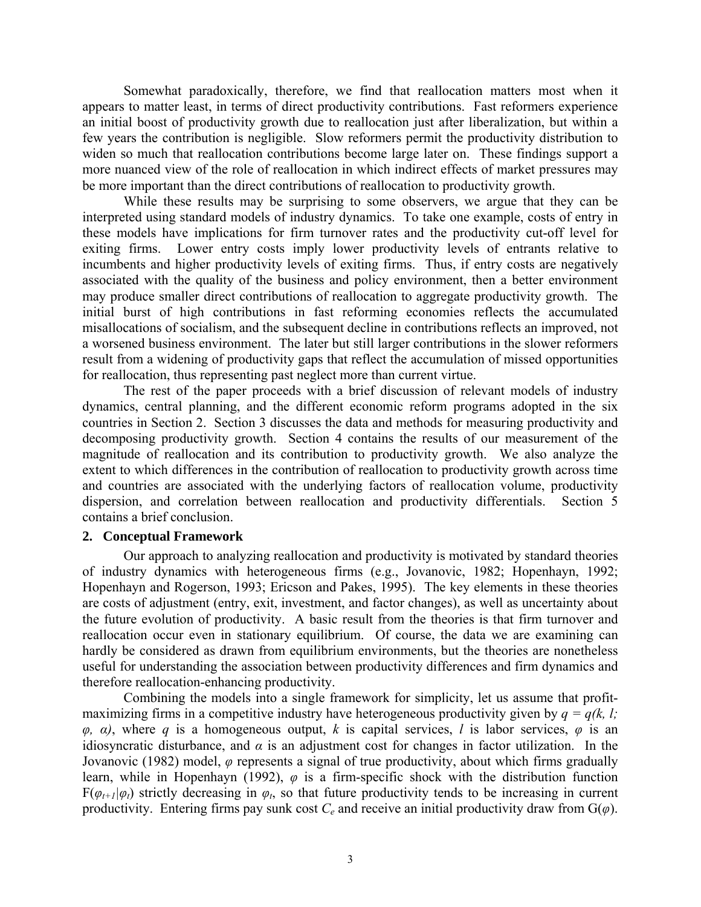Somewhat paradoxically, therefore, we find that reallocation matters most when it appears to matter least, in terms of direct productivity contributions. Fast reformers experience an initial boost of productivity growth due to reallocation just after liberalization, but within a few years the contribution is negligible. Slow reformers permit the productivity distribution to widen so much that reallocation contributions become large later on. These findings support a more nuanced view of the role of reallocation in which indirect effects of market pressures may be more important than the direct contributions of reallocation to productivity growth.

While these results may be surprising to some observers, we argue that they can be interpreted using standard models of industry dynamics. To take one example, costs of entry in these models have implications for firm turnover rates and the productivity cut-off level for exiting firms. Lower entry costs imply lower productivity levels of entrants relative to incumbents and higher productivity levels of exiting firms. Thus, if entry costs are negatively associated with the quality of the business and policy environment, then a better environment may produce smaller direct contributions of reallocation to aggregate productivity growth. The initial burst of high contributions in fast reforming economies reflects the accumulated misallocations of socialism, and the subsequent decline in contributions reflects an improved, not a worsened business environment. The later but still larger contributions in the slower reformers result from a widening of productivity gaps that reflect the accumulation of missed opportunities for reallocation, thus representing past neglect more than current virtue.

The rest of the paper proceeds with a brief discussion of relevant models of industry dynamics, central planning, and the different economic reform programs adopted in the six countries in Section 2. Section 3 discusses the data and methods for measuring productivity and decomposing productivity growth. Section 4 contains the results of our measurement of the magnitude of reallocation and its contribution to productivity growth. We also analyze the extent to which differences in the contribution of reallocation to productivity growth across time and countries are associated with the underlying factors of reallocation volume, productivity dispersion, and correlation between reallocation and productivity differentials. Section 5 contains a brief conclusion.

## 2. Conceptual Framework

Our approach to analyzing reallocation and productivity is motivated by standard theories of industry dynamics with heterogeneous firms (e.g., Jovanovic, 1982; Hopenhayn, 1992; Hopenhayn and Rogerson, 1993; Ericson and Pakes, 1995). The key elements in these theories are costs of adjustment (entry, exit, investment, and factor changes), as well as uncertainty about the future evolution of productivity. A basic result from the theories is that firm turnover and reallocation occur even in stationary equilibrium. Of course, the data we are examining can hardly be considered as drawn from equilibrium environments, but the theories are nonetheless useful for understanding the association between productivity differences and firm dynamics and therefore reallocation-enhancing productivity.

Combining the models into a single framework for simplicity, let us assume that profit-maximizing firms in a competitive industry have heterogeneous productivity given by $q = q(k, l; \varphi, \alpha)$, where $q$ is a homogeneous output, $k$ is capital services, $l$ is labor services, $\varphi$ is an idiosyncratic disturbance, and $\alpha$ is an adjustment cost for changes in factor utilization. In the Jovanovic (1982) model, $\varphi$ represents a signal of true productivity, about which firms gradually learn, while in Hopenhayn (1992), $\varphi$ is a firm-specific shock with the distribution function $F(\varphi_{t+1}|\varphi_t)$ strictly decreasing in $\varphi_t$, so that future productivity tends to be increasing in current productivity. Entering firms pay sunk cost $C_e$ and receive an initial productivity draw from $G(\varphi)$.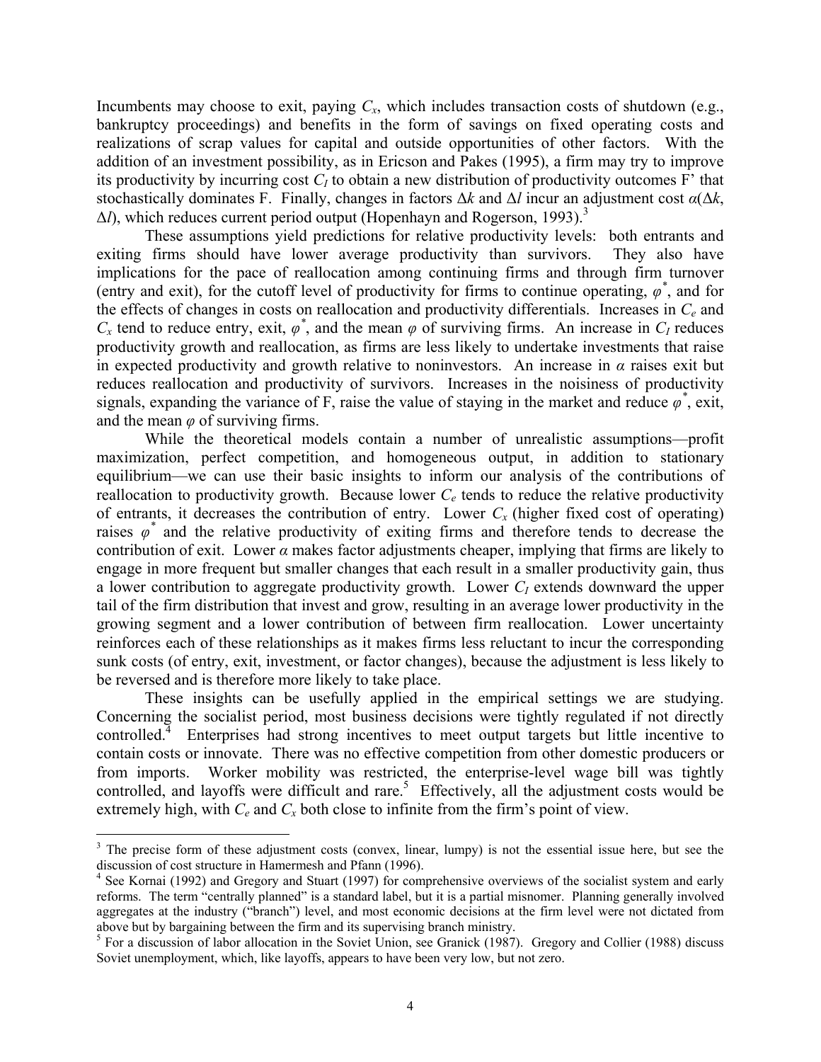Incumbents may choose to exit, paying $C_x$, which includes transaction costs of shutdown (e.g., bankruptcy proceedings) and benefits in the form of savings on fixed operating costs and realizations of scrap values for capital and outside opportunities of other factors. With the addition of an investment possibility, as in Ericson and Pakes (1995), a firm may try to improve its productivity by incurring cost $C_I$ to obtain a new distribution of productivity outcomes F' that stochastically dominates F. Finally, changes in factors $\Delta k$ and $\Delta l$ incur an adjustment cost $\alpha(\Delta k, \Delta l)$, which reduces current period output (Hopenhayn and Rogerson, 1993).[3]

These assumptions yield predictions for relative productivity levels: both entrants and exiting firms should have lower average productivity than survivors. They also have implications for the pace of reallocation among continuing firms and through firm turnover (entry and exit), for the cutoff level of productivity for firms to continue operating, $\varphi^*$, and for the effects of changes in costs on reallocation and productivity differentials. Increases in $C_e$ and $C_x$ tend to reduce entry, exit, $\varphi^*$, and the mean $\varphi$ of surviving firms. An increase in $C_I$ reduces productivity growth and reallocation, as firms are less likely to undertake investments that raise in expected productivity and growth relative to noninvestors. An increase in $\alpha$ raises exit but reduces reallocation and productivity of survivors. Increases in the noisiness of productivity signals, expanding the variance of F, raise the value of staying in the market and reduce $\varphi^*$, exit, and the mean $\varphi$ of surviving firms.

While the theoretical models contain a number of unrealistic assumptions—profit maximization, perfect competition, and homogeneous output, in addition to stationary equilibrium—we can use their basic insights to inform our analysis of the contributions of reallocation to productivity growth. Because lower $C_e$ tends to reduce the relative productivity of entrants, it decreases the contribution of entry. Lower $C_x$ (higher fixed cost of operating) raises $\varphi^*$ and the relative productivity of exiting firms and therefore tends to decrease the contribution of exit. Lower $\alpha$ makes factor adjustments cheaper, implying that firms are likely to engage in more frequent but smaller changes that each result in a smaller productivity gain, thus a lower contribution to aggregate productivity growth. Lower $C_I$ extends downward the upper tail of the firm distribution that invest and grow, resulting in an average lower productivity in the growing segment and a lower contribution of between firm reallocation. Lower uncertainty reinforces each of these relationships as it makes firms less reluctant to incur the corresponding sunk costs (of entry, exit, investment, or factor changes), because the adjustment is less likely to be reversed and is therefore more likely to take place.

These insights can be usefully applied in the empirical settings we are studying. Concerning the socialist period, most business decisions were tightly regulated if not directly controlled.[4] Enterprises had strong incentives to meet output targets but little incentive to contain costs or innovate. There was no effective competition from other domestic producers or from imports. Worker mobility was restricted, the enterprise-level wage bill was tightly controlled, and layoffs were difficult and rare.[5] Effectively, all the adjustment costs would be extremely high, with $C_e$ and $C_x$ both close to infinite from the firm's point of view.

---

[3] The precise form of these adjustment costs (convex, linear, lumpy) is not the essential issue here, but see the discussion of cost structure in Hamermesh and Pfann (1996).

[4] See Kornai (1992) and Gregory and Stuart (1997) for comprehensive overviews of the socialist system and early reforms. The term "centrally planned" is a standard label, but it is a partial misnomer. Planning generally involved aggregates at the industry ("branch") level, and most economic decisions at the firm level were not dictated from above but by bargaining between the firm and its supervising branch ministry.

[5] For a discussion of labor allocation in the Soviet Union, see Granick (1987). Gregory and Collier (1988) discuss Soviet unemployment, which, like layoffs, appears to have been very low, but not zero.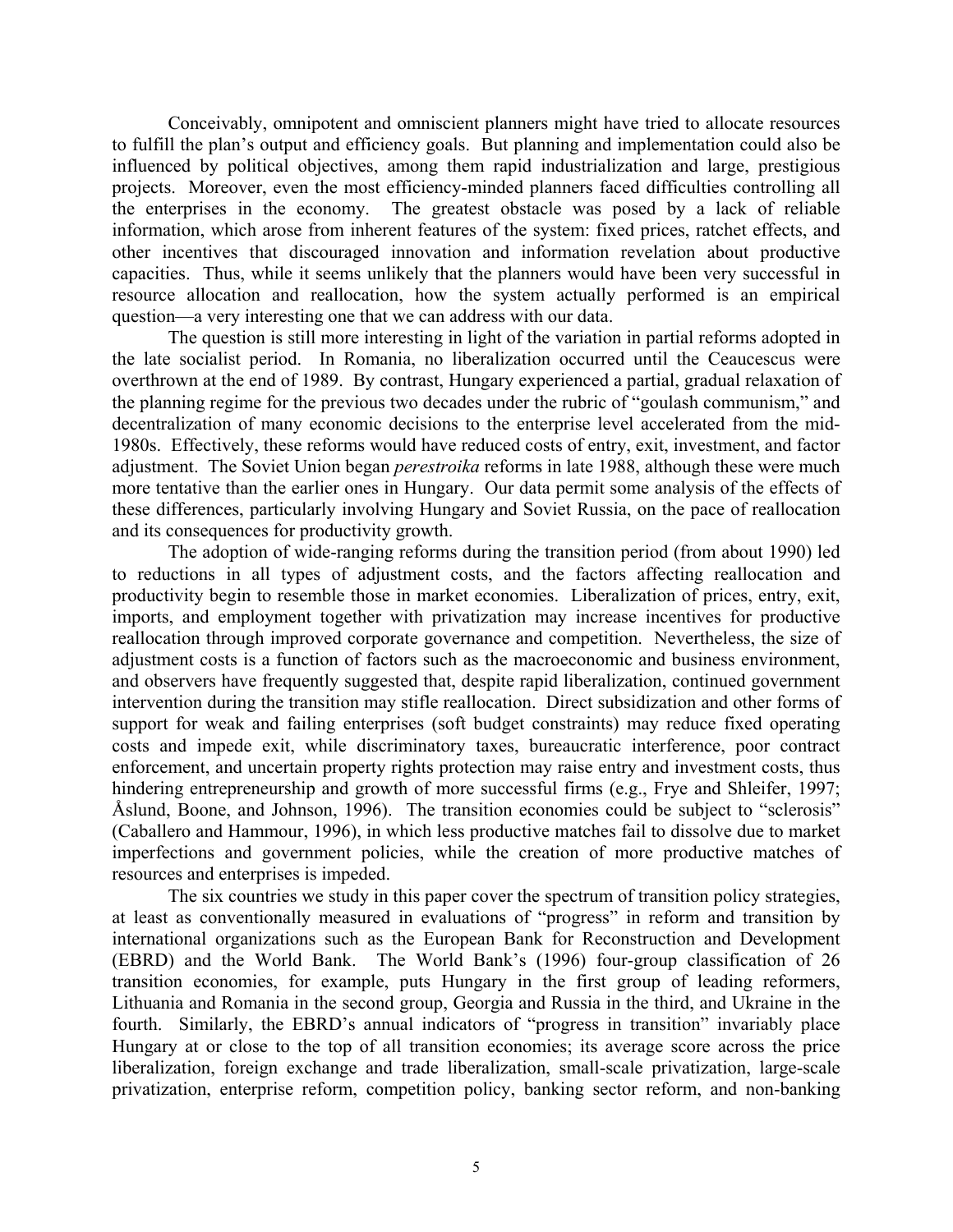Conceivably, omnipotent and omniscient planners might have tried to allocate resources to fulfill the plan's output and efficiency goals. But planning and implementation could also be influenced by political objectives, among them rapid industrialization and large, prestigious projects. Moreover, even the most efficiency-minded planners faced difficulties controlling all the enterprises in the economy. The greatest obstacle was posed by a lack of reliable information, which arose from inherent features of the system: fixed prices, ratchet effects, and other incentives that discouraged innovation and information revelation about productive capacities. Thus, while it seems unlikely that the planners would have been very successful in resource allocation and reallocation, how the system actually performed is an empirical question—a very interesting one that we can address with our data.

The question is still more interesting in light of the variation in partial reforms adopted in the late socialist period. In Romania, no liberalization occurred until the Ceaucescus were overthrown at the end of 1989. By contrast, Hungary experienced a partial, gradual relaxation of the planning regime for the previous two decades under the rubric of "goulash communism," and decentralization of many economic decisions to the enterprise level accelerated from the mid-1980s. Effectively, these reforms would have reduced costs of entry, exit, investment, and factor adjustment. The Soviet Union began *perestroika* reforms in late 1988, although these were much more tentative than the earlier ones in Hungary. Our data permit some analysis of the effects of these differences, particularly involving Hungary and Soviet Russia, on the pace of reallocation and its consequences for productivity growth.

The adoption of wide-ranging reforms during the transition period (from about 1990) led to reductions in all types of adjustment costs, and the factors affecting reallocation and productivity begin to resemble those in market economies. Liberalization of prices, entry, exit, imports, and employment together with privatization may increase incentives for productive reallocation through improved corporate governance and competition. Nevertheless, the size of adjustment costs is a function of factors such as the macroeconomic and business environment, and observers have frequently suggested that, despite rapid liberalization, continued government intervention during the transition may stifle reallocation. Direct subsidization and other forms of support for weak and failing enterprises (soft budget constraints) may reduce fixed operating costs and impede exit, while discriminatory taxes, bureaucratic interference, poor contract enforcement, and uncertain property rights protection may raise entry and investment costs, thus hindering entrepreneurship and growth of more successful firms (e.g., Frye and Shleifer, 1997; Åslund, Boone, and Johnson, 1996). The transition economies could be subject to "sclerosis" (Caballero and Hammour, 1996), in which less productive matches fail to dissolve due to market imperfections and government policies, while the creation of more productive matches of resources and enterprises is impeded.

The six countries we study in this paper cover the spectrum of transition policy strategies, at least as conventionally measured in evaluations of "progress" in reform and transition by international organizations such as the European Bank for Reconstruction and Development (EBRD) and the World Bank. The World Bank's (1996) four-group classification of 26 transition economies, for example, puts Hungary in the first group of leading reformers, Lithuania and Romania in the second group, Georgia and Russia in the third, and Ukraine in the fourth. Similarly, the EBRD's annual indicators of "progress in transition" invariably place Hungary at or close to the top of all transition economies; its average score across the price liberalization, foreign exchange and trade liberalization, small-scale privatization, large-scale privatization, enterprise reform, competition policy, banking sector reform, and non-banking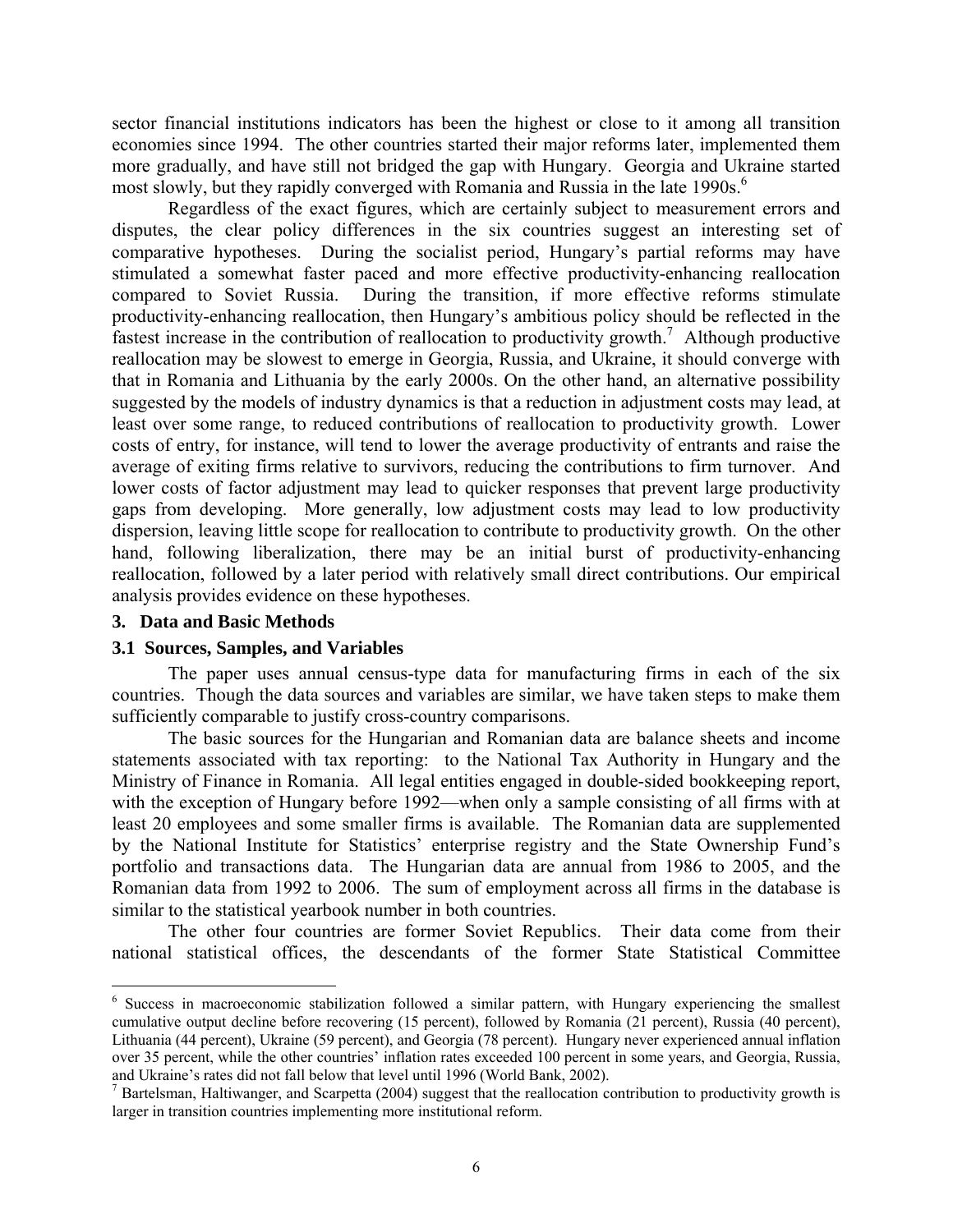sector financial institutions indicators has been the highest or close to it among all transition economies since 1994. The other countries started their major reforms later, implemented them more gradually, and have still not bridged the gap with Hungary. Georgia and Ukraine started most slowly, but they rapidly converged with Romania and Russia in the late 1990s.[6]

Regardless of the exact figures, which are certainly subject to measurement errors and disputes, the clear policy differences in the six countries suggest an interesting set of comparative hypotheses. During the socialist period, Hungary's partial reforms may have stimulated a somewhat faster paced and more effective productivity-enhancing reallocation compared to Soviet Russia. During the transition, if more effective reforms stimulate productivity-enhancing reallocation, then Hungary's ambitious policy should be reflected in the fastest increase in the contribution of reallocation to productivity growth.[7] Although productive reallocation may be slowest to emerge in Georgia, Russia, and Ukraine, it should converge with that in Romania and Lithuania by the early 2000s. On the other hand, an alternative possibility suggested by the models of industry dynamics is that a reduction in adjustment costs may lead, at least over some range, to reduced contributions of reallocation to productivity growth. Lower costs of entry, for instance, will tend to lower the average productivity of entrants and raise the average of exiting firms relative to survivors, reducing the contributions to firm turnover. And lower costs of factor adjustment may lead to quicker responses that prevent large productivity gaps from developing. More generally, low adjustment costs may lead to low productivity dispersion, leaving little scope for reallocation to contribute to productivity growth. On the other hand, following liberalization, there may be an initial burst of productivity-enhancing reallocation, followed by a later period with relatively small direct contributions. Our empirical analysis provides evidence on these hypotheses.

## 3. Data and Basic Methods

### 3.1 Sources, Samples, and Variables

The paper uses annual census-type data for manufacturing firms in each of the six countries. Though the data sources and variables are similar, we have taken steps to make them sufficiently comparable to justify cross-country comparisons.

The basic sources for the Hungarian and Romanian data are balance sheets and income statements associated with tax reporting: to the National Tax Authority in Hungary and the Ministry of Finance in Romania. All legal entities engaged in double-sided bookkeeping report, with the exception of Hungary before 1992—when only a sample consisting of all firms with at least 20 employees and some smaller firms is available. The Romanian data are supplemented by the National Institute for Statistics' enterprise registry and the State Ownership Fund's portfolio and transactions data. The Hungarian data are annual from 1986 to 2005, and the Romanian data from 1992 to 2006. The sum of employment across all firms in the database is similar to the statistical yearbook number in both countries.

The other four countries are former Soviet Republics. Their data come from their national statistical offices, the descendants of the former State Statistical Committee

---

[6] Success in macroeconomic stabilization followed a similar pattern, with Hungary experiencing the smallest cumulative output decline before recovering (15 percent), followed by Romania (21 percent), Russia (40 percent), Lithuania (44 percent), Ukraine (59 percent), and Georgia (78 percent). Hungary never experienced annual inflation over 35 percent, while the other countries' inflation rates exceeded 100 percent in some years, and Georgia, Russia, and Ukraine's rates did not fall below that level until 1996 (World Bank, 2002).

[7] Bartelsman, Haltiwanger, and Scarpetta (2004) suggest that the reallocation contribution to productivity growth is larger in transition countries implementing more institutional reform.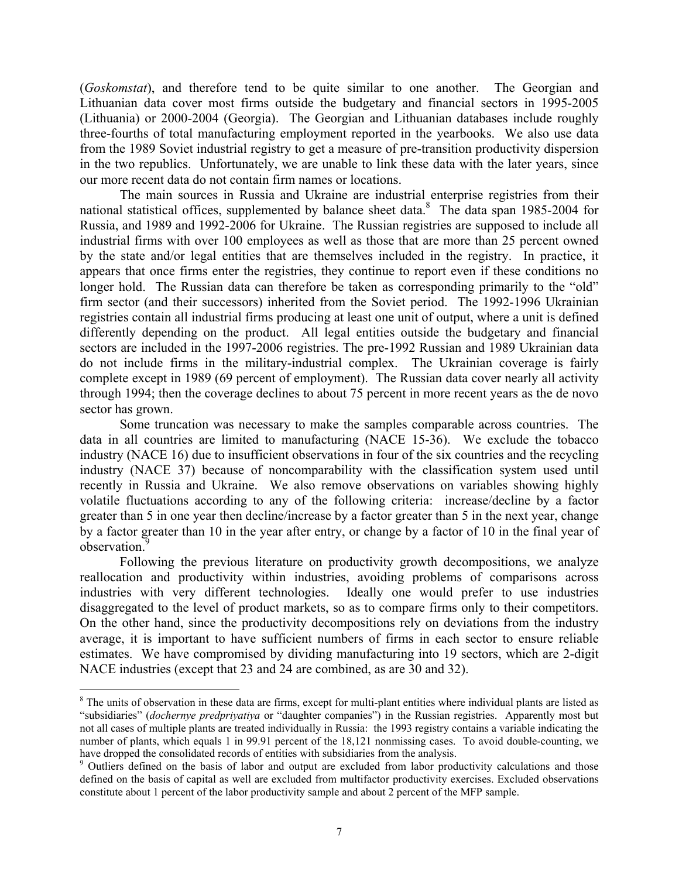(*Goskomstat*), and therefore tend to be quite similar to one another. The Georgian and Lithuanian data cover most firms outside the budgetary and financial sectors in 1995-2005 (Lithuania) or 2000-2004 (Georgia). The Georgian and Lithuanian databases include roughly three-fourths of total manufacturing employment reported in the yearbooks. We also use data from the 1989 Soviet industrial registry to get a measure of pre-transition productivity dispersion in the two republics. Unfortunately, we are unable to link these data with the later years, since our more recent data do not contain firm names or locations.

The main sources in Russia and Ukraine are industrial enterprise registries from their national statistical offices, supplemented by balance sheet data.[8] The data span 1985-2004 for Russia, and 1989 and 1992-2006 for Ukraine. The Russian registries are supposed to include all industrial firms with over 100 employees as well as those that are more than 25 percent owned by the state and/or legal entities that are themselves included in the registry. In practice, it appears that once firms enter the registries, they continue to report even if these conditions no longer hold. The Russian data can therefore be taken as corresponding primarily to the "old" firm sector (and their successors) inherited from the Soviet period. The 1992-1996 Ukrainian registries contain all industrial firms producing at least one unit of output, where a unit is defined differently depending on the product. All legal entities outside the budgetary and financial sectors are included in the 1997-2006 registries. The pre-1992 Russian and 1989 Ukrainian data do not include firms in the military-industrial complex. The Ukrainian coverage is fairly complete except in 1989 (69 percent of employment). The Russian data cover nearly all activity through 1994; then the coverage declines to about 75 percent in more recent years as the de novo sector has grown.

Some truncation was necessary to make the samples comparable across countries. The data in all countries are limited to manufacturing (NACE 15-36). We exclude the tobacco industry (NACE 16) due to insufficient observations in four of the six countries and the recycling industry (NACE 37) because of noncomparability with the classification system used until recently in Russia and Ukraine. We also remove observations on variables showing highly volatile fluctuations according to any of the following criteria: increase/decline by a factor greater than 5 in one year then decline/increase by a factor greater than 5 in the next year, change by a factor greater than 10 in the year after entry, or change by a factor of 10 in the final year of observation.[9]

Following the previous literature on productivity growth decompositions, we analyze reallocation and productivity within industries, avoiding problems of comparisons across industries with very different technologies. Ideally one would prefer to use industries disaggregated to the level of product markets, so as to compare firms only to their competitors. On the other hand, since the productivity decompositions rely on deviations from the industry average, it is important to have sufficient numbers of firms in each sector to ensure reliable estimates. We have compromised by dividing manufacturing into 19 sectors, which are 2-digit NACE industries (except that 23 and 24 are combined, as are 30 and 32).

---

[8] The units of observation in these data are firms, except for multi-plant entities where individual plants are listed as "subsidiaries" (*dochernye predpriyatiya* or "daughter companies") in the Russian registries. Apparently most but not all cases of multiple plants are treated individually in Russia: the 1993 registry contains a variable indicating the number of plants, which equals 1 in 99.91 percent of the 18,121 nonmissing cases. To avoid double-counting, we have dropped the consolidated records of entities with subsidiaries from the analysis.

[9] Outliers defined on the basis of labor and output are excluded from labor productivity calculations and those defined on the basis of capital as well are excluded from multifactor productivity exercises. Excluded observations constitute about 1 percent of the labor productivity sample and about 2 percent of the MFP sample.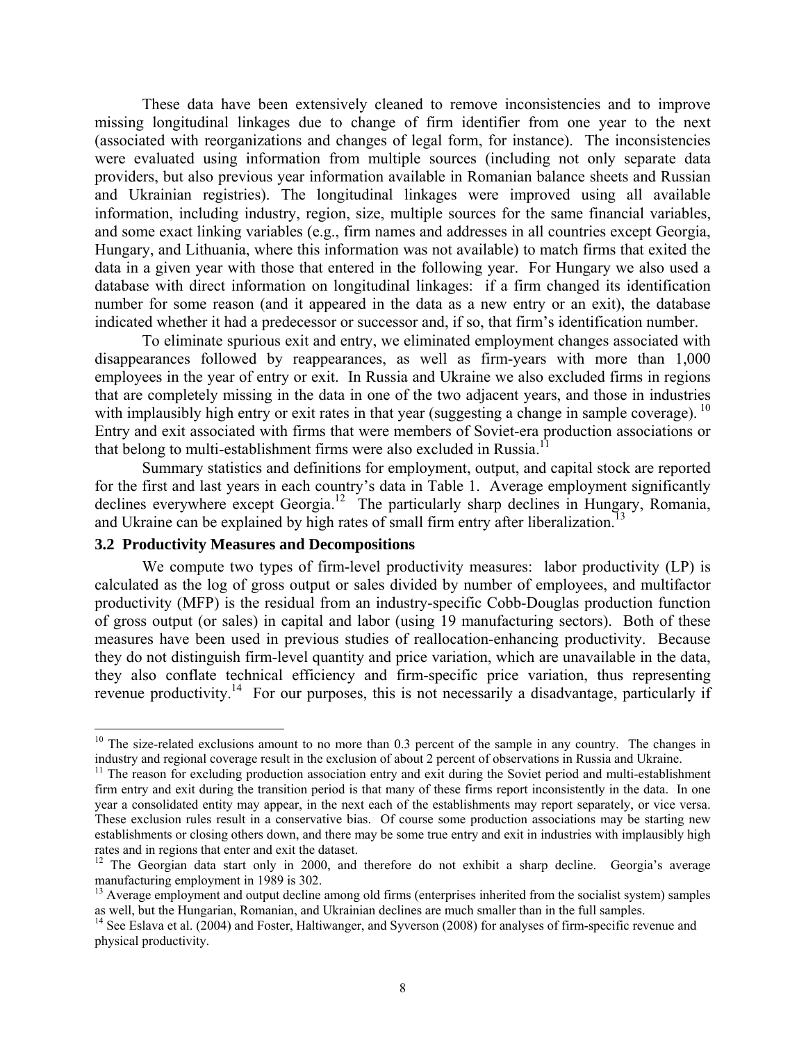These data have been extensively cleaned to remove inconsistencies and to improve missing longitudinal linkages due to change of firm identifier from one year to the next (associated with reorganizations and changes of legal form, for instance). The inconsistencies were evaluated using information from multiple sources (including not only separate data providers, but also previous year information available in Romanian balance sheets and Russian and Ukrainian registries). The longitudinal linkages were improved using all available information, including industry, region, size, multiple sources for the same financial variables, and some exact linking variables (e.g., firm names and addresses in all countries except Georgia, Hungary, and Lithuania, where this information was not available) to match firms that exited the data in a given year with those that entered in the following year. For Hungary we also used a database with direct information on longitudinal linkages: if a firm changed its identification number for some reason (and it appeared in the data as a new entry or an exit), the database indicated whether it had a predecessor or successor and, if so, that firm's identification number.

To eliminate spurious exit and entry, we eliminated employment changes associated with disappearances followed by reappearances, as well as firm-years with more than 1,000 employees in the year of entry or exit. In Russia and Ukraine we also excluded firms in regions that are completely missing in the data in one of the two adjacent years, and those in industries with implausibly high entry or exit rates in that year (suggesting a change in sample coverage).[10] Entry and exit associated with firms that were members of Soviet-era production associations or that belong to multi-establishment firms were also excluded in Russia.[11]

Summary statistics and definitions for employment, output, and capital stock are reported for the first and last years in each country's data in Table 1. Average employment significantly declines everywhere except Georgia.[12] The particularly sharp declines in Hungary, Romania, and Ukraine can be explained by high rates of small firm entry after liberalization.[13]

### 3.2 Productivity Measures and Decompositions

We compute two types of firm-level productivity measures: labor productivity (LP) is calculated as the log of gross output or sales divided by number of employees, and multifactor productivity (MFP) is the residual from an industry-specific Cobb-Douglas production function of gross output (or sales) in capital and labor (using 19 manufacturing sectors). Both of these measures have been used in previous studies of reallocation-enhancing productivity. Because they do not distinguish firm-level quantity and price variation, which are unavailable in the data, they also conflate technical efficiency and firm-specific price variation, thus representing revenue productivity.[14] For our purposes, this is not necessarily a disadvantage, particularly if

---

[10] The size-related exclusions amount to no more than 0.3 percent of the sample in any country. The changes in industry and regional coverage result in the exclusion of about 2 percent of observations in Russia and Ukraine.

[11] The reason for excluding production association entry and exit during the Soviet period and multi-establishment firm entry and exit during the transition period is that many of these firms report inconsistently in the data. In one year a consolidated entity may appear, in the next each of the establishments may report separately, or vice versa. These exclusion rules result in a conservative bias. Of course some production associations may be starting new establishments or closing others down, and there may be some true entry and exit in industries with implausibly high rates and in regions that enter and exit the dataset.

[12] The Georgian data start only in 2000, and therefore do not exhibit a sharp decline. Georgia's average manufacturing employment in 1989 is 302.

[13] Average employment and output decline among old firms (enterprises inherited from the socialist system) samples as well, but the Hungarian, Romanian, and Ukrainian declines are much smaller than in the full samples.

[14] See Eslava et al. (2004) and Foster, Haltiwanger, and Syverson (2008) for analyses of firm-specific revenue and physical productivity.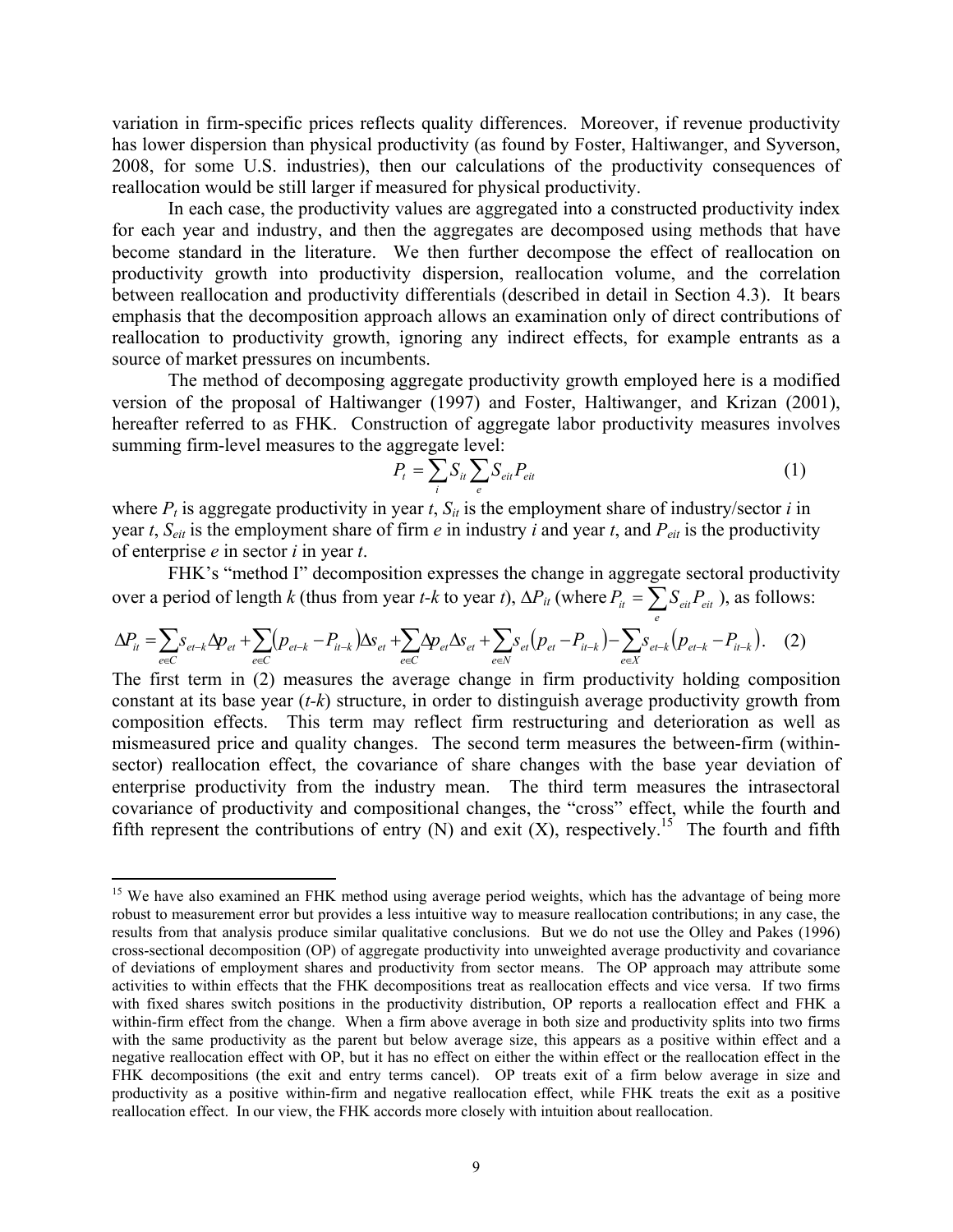variation in firm-specific prices reflects quality differences. Moreover, if revenue productivity has lower dispersion than physical productivity (as found by Foster, Haltiwanger, and Syverson, 2008, for some U.S. industries), then our calculations of the productivity consequences of reallocation would be still larger if measured for physical productivity.

In each case, the productivity values are aggregated into a constructed productivity index for each year and industry, and then the aggregates are decomposed using methods that have become standard in the literature. We then further decompose the effect of reallocation on productivity growth into productivity dispersion, reallocation volume, and the correlation between reallocation and productivity differentials (described in detail in Section 4.3). It bears emphasis that the decomposition approach allows an examination only of direct contributions of reallocation to productivity growth, ignoring any indirect effects, for example entrants as a source of market pressures on incumbents.

The method of decomposing aggregate productivity growth employed here is a modified version of the proposal of Haltiwanger (1997) and Foster, Haltiwanger, and Krizan (2001), hereafter referred to as FHK. Construction of aggregate labor productivity measures involves summing firm-level measures to the aggregate level:

$$P_t = \sum_i S_{it} \sum_e S_{eit} P_{eit} \quad (1)$$

where $P_t$ is aggregate productivity in year $t$, $S_{it}$ is the employment share of industry/sector $i$ in year $t$, $S_{eit}$ is the employment share of firm $e$ in industry $i$ and year $t$, and $P_{eit}$ is the productivity of enterprise $e$ in sector $i$ in year $t$.

FHK's "method I" decomposition expresses the change in aggregate sectoral productivity over a period of length $k$ (thus from year $t$-$k$ to year $t$), $\Delta P_{it}$ (where $P_{it} = \sum_e S_{eit} P_{eit}$ ), as follows:

$$\Delta P_{it} = \sum_{e \in C} s_{et-k} \Delta p_{et} + \sum_{e \in C} \left(p_{et-k} - P_{it-k}\right) \Delta s_{et} + \sum_{e \in C} \Delta p_{et} \Delta s_{et} + \sum_{e \in N} s_{et} \left(p_{et} - P_{it-k}\right) - \sum_{e \in X} s_{et-k} \left(p_{et-k} - P_{it-k}\right). \quad (2)$$

The first term in (2) measures the average change in firm productivity holding composition constant at its base year ($t$-$k$) structure, in order to distinguish average productivity growth from composition effects. This term may reflect firm restructuring and deterioration as well as mismeasured price and quality changes. The second term measures the between-firm (within-sector) reallocation effect, the covariance of share changes with the base year deviation of enterprise productivity from the industry mean. The third term measures the intrasectoral covariance of productivity and compositional changes, the "cross" effect, while the fourth and fifth represent the contributions of entry (N) and exit (X), respectively.[15] The fourth and fifth

[15] We have also examined an FHK method using average period weights, which has the advantage of being more robust to measurement error but provides a less intuitive way to measure reallocation contributions; in any case, the results from that analysis produce similar qualitative conclusions. But we do not use the Olley and Pakes (1996) cross-sectional decomposition (OP) of aggregate productivity into unweighted average productivity and covariance of deviations of employment shares and productivity from sector means. The OP approach may attribute some activities to within effects that the FHK decompositions treat as reallocation effects and vice versa. If two firms with fixed shares switch positions in the productivity distribution, OP reports a reallocation effect and FHK a within-firm effect from the change. When a firm above average in both size and productivity splits into two firms with the same productivity as the parent but below average size, this appears as a positive within effect and a negative reallocation effect with OP, but it has no effect on either the within effect or the reallocation effect in the FHK decompositions (the exit and entry terms cancel). OP treats exit of a firm below average in size and productivity as a positive within-firm and negative reallocation effect, while FHK treats the exit as a positive reallocation effect. In our view, the FHK accords more closely with intuition about reallocation.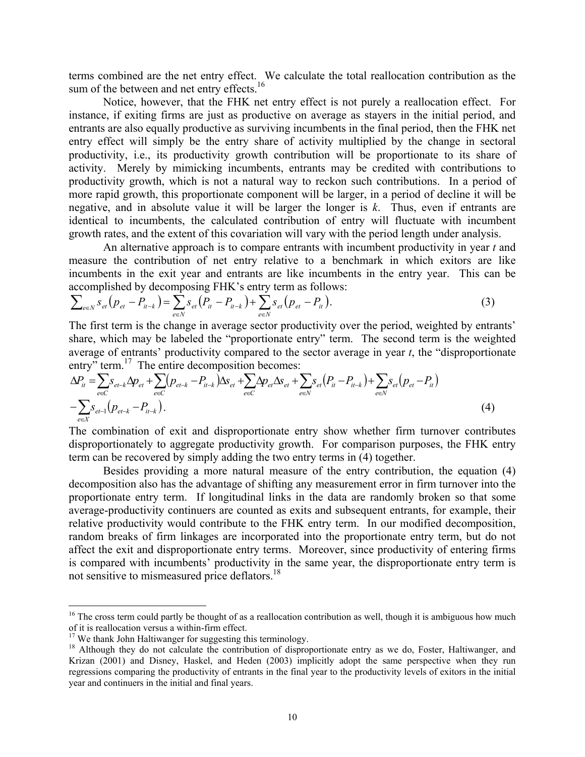terms combined are the net entry effect. We calculate the total reallocation contribution as the sum of the between and net entry effects.[16]

Notice, however, that the FHK net entry effect is not purely a reallocation effect. For instance, if exiting firms are just as productive on average as stayers in the initial period, and entrants are also equally productive as surviving incumbents in the final period, then the FHK net entry effect will simply be the entry share of activity multiplied by the change in sectoral productivity, i.e., its productivity growth contribution will be proportionate to its share of activity. Merely by mimicking incumbents, entrants may be credited with contributions to productivity growth, which is not a natural way to reckon such contributions. In a period of more rapid growth, this proportionate component will be larger, in a period of decline it will be negative, and in absolute value it will be larger the longer is $k$. Thus, even if entrants are identical to incumbents, the calculated contribution of entry will fluctuate with incumbent growth rates, and the extent of this covariation will vary with the period length under analysis.

An alternative approach is to compare entrants with incumbent productivity in year $t$ and measure the contribution of net entry relative to a benchmark in which exitors are like incumbents in the exit year and entrants are like incumbents in the entry year. This can be accomplished by decomposing FHK's entry term as follows:

$$\sum_{e \in N} s_{et}\left(p_{et} - P_{it-k}\right) = \sum_{e \in N} s_{et}\left(P_{it} - P_{it-k}\right) + \sum_{e \in N} s_{et}\left(p_{et} - P_{it}\right). \tag{3}$$

The first term is the change in average sector productivity over the period, weighted by entrants' share, which may be labeled the "proportionate entry" term. The second term is the weighted average of entrants' productivity compared to the sector average in year $t$, the "disproportionate entry" term.[17] The entire decomposition becomes:

$$\Delta P_{it} = \sum_{e \in C} s_{et-k} \Delta p_{et} + \sum_{e \in C} \left(p_{et-k} - P_{it-k}\right)\Delta s_{et} + \sum_{e \in C} \Delta p_{et} \Delta s_{et} + \sum_{e \in N} s_{et}\left(P_{it} - P_{it-k}\right) + \sum_{e \in N} s_{et}\left(p_{et} - P_{it}\right)$$
$$- \sum_{e \in X} s_{et-1}\left(p_{et-k} - P_{it-k}\right). \tag{4}$$

The combination of exit and disproportionate entry show whether firm turnover contributes disproportionately to aggregate productivity growth. For comparison purposes, the FHK entry term can be recovered by simply adding the two entry terms in (4) together.

Besides providing a more natural measure of the entry contribution, the equation (4) decomposition also has the advantage of shifting any measurement error in firm turnover into the proportionate entry term. If longitudinal links in the data are randomly broken so that some average-productivity continuers are counted as exits and subsequent entrants, for example, their relative productivity would contribute to the FHK entry term. In our modified decomposition, random breaks of firm linkages are incorporated into the proportionate entry term, but do not affect the exit and disproportionate entry terms. Moreover, since productivity of entering firms is compared with incumbents' productivity in the same year, the disproportionate entry term is not sensitive to mismeasured price deflators.[18]

---

[16] The cross term could partly be thought of as a reallocation contribution as well, though it is ambiguous how much of it is reallocation versus a within-firm effect.

[17] We thank John Haltiwanger for suggesting this terminology.

[18] Although they do not calculate the contribution of disproportionate entry as we do, Foster, Haltiwanger, and Krizan (2001) and Disney, Haskel, and Heden (2003) implicitly adopt the same perspective when they run regressions comparing the productivity of entrants in the final year to the productivity levels of exitors in the initial year and continuers in the initial and final years.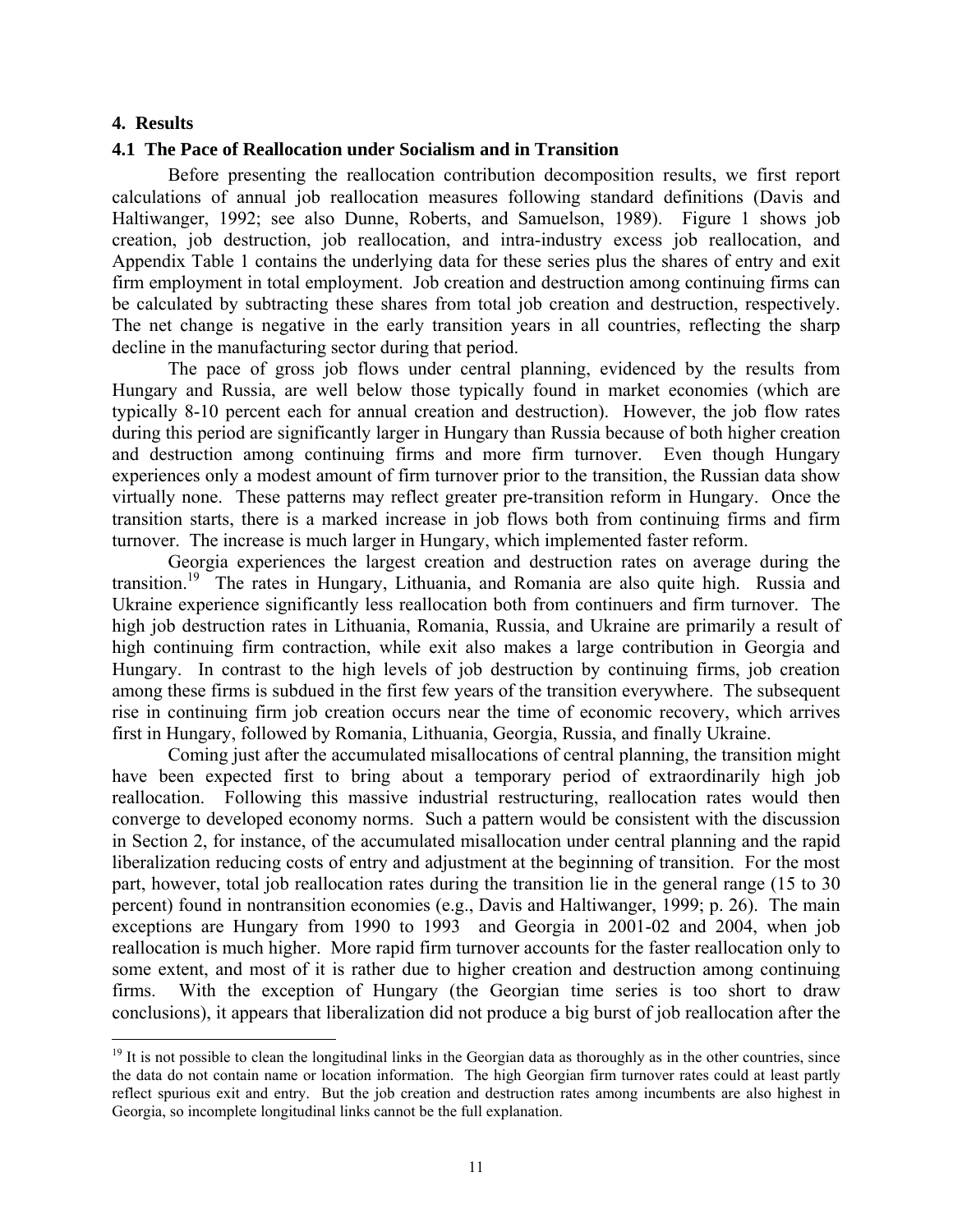## 4. Results

### 4.1 The Pace of Reallocation under Socialism and in Transition

Before presenting the reallocation contribution decomposition results, we first report calculations of annual job reallocation measures following standard definitions (Davis and Haltiwanger, 1992; see also Dunne, Roberts, and Samuelson, 1989). Figure 1 shows job creation, job destruction, job reallocation, and intra-industry excess job reallocation, and Appendix Table 1 contains the underlying data for these series plus the shares of entry and exit firm employment in total employment. Job creation and destruction among continuing firms can be calculated by subtracting these shares from total job creation and destruction, respectively. The net change is negative in the early transition years in all countries, reflecting the sharp decline in the manufacturing sector during that period.

The pace of gross job flows under central planning, evidenced by the results from Hungary and Russia, are well below those typically found in market economies (which are typically 8-10 percent each for annual creation and destruction). However, the job flow rates during this period are significantly larger in Hungary than Russia because of both higher creation and destruction among continuing firms and more firm turnover. Even though Hungary experiences only a modest amount of firm turnover prior to the transition, the Russian data show virtually none. These patterns may reflect greater pre-transition reform in Hungary. Once the transition starts, there is a marked increase in job flows both from continuing firms and firm turnover. The increase is much larger in Hungary, which implemented faster reform.

Georgia experiences the largest creation and destruction rates on average during the transition.[19] The rates in Hungary, Lithuania, and Romania are also quite high. Russia and Ukraine experience significantly less reallocation both from continuers and firm turnover. The high job destruction rates in Lithuania, Romania, Russia, and Ukraine are primarily a result of high continuing firm contraction, while exit also makes a large contribution in Georgia and Hungary. In contrast to the high levels of job destruction by continuing firms, job creation among these firms is subdued in the first few years of the transition everywhere. The subsequent rise in continuing firm job creation occurs near the time of economic recovery, which arrives first in Hungary, followed by Romania, Lithuania, Georgia, Russia, and finally Ukraine.

Coming just after the accumulated misallocations of central planning, the transition might have been expected first to bring about a temporary period of extraordinarily high job reallocation. Following this massive industrial restructuring, reallocation rates would then converge to developed economy norms. Such a pattern would be consistent with the discussion in Section 2, for instance, of the accumulated misallocation under central planning and the rapid liberalization reducing costs of entry and adjustment at the beginning of transition. For the most part, however, total job reallocation rates during the transition lie in the general range (15 to 30 percent) found in nontransition economies (e.g., Davis and Haltiwanger, 1999; p. 26). The main exceptions are Hungary from 1990 to 1993 and Georgia in 2001-02 and 2004, when job reallocation is much higher. More rapid firm turnover accounts for the faster reallocation only to some extent, and most of it is rather due to higher creation and destruction among continuing firms. With the exception of Hungary (the Georgian time series is too short to draw conclusions), it appears that liberalization did not produce a big burst of job reallocation after the

[19] It is not possible to clean the longitudinal links in the Georgian data as thoroughly as in the other countries, since the data do not contain name or location information. The high Georgian firm turnover rates could at least partly reflect spurious exit and entry. But the job creation and destruction rates among incumbents are also highest in Georgia, so incomplete longitudinal links cannot be the full explanation.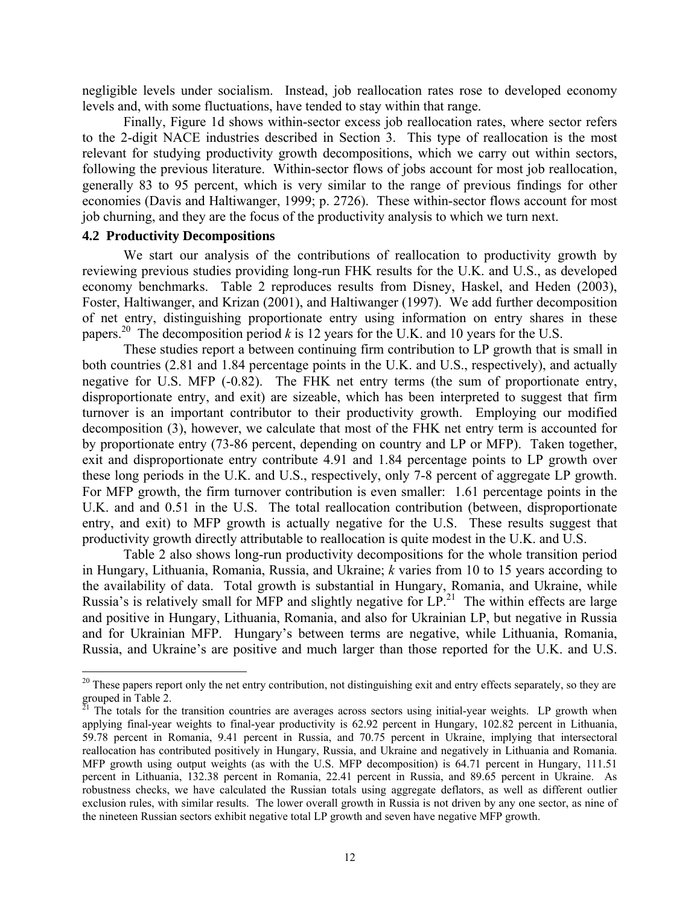negligible levels under socialism. Instead, job reallocation rates rose to developed economy levels and, with some fluctuations, have tended to stay within that range.

Finally, Figure 1d shows within-sector excess job reallocation rates, where sector refers to the 2-digit NACE industries described in Section 3. This type of reallocation is the most relevant for studying productivity growth decompositions, which we carry out within sectors, following the previous literature. Within-sector flows of jobs account for most job reallocation, generally 83 to 95 percent, which is very similar to the range of previous findings for other economies (Davis and Haltiwanger, 1999; p. 2726). These within-sector flows account for most job churning, and they are the focus of the productivity analysis to which we turn next.

### 4.2 Productivity Decompositions

We start our analysis of the contributions of reallocation to productivity growth by reviewing previous studies providing long-run FHK results for the U.K. and U.S., as developed economy benchmarks. Table 2 reproduces results from Disney, Haskel, and Heden (2003), Foster, Haltiwanger, and Krizan (2001), and Haltiwanger (1997). We add further decomposition of net entry, distinguishing proportionate entry using information on entry shares in these papers.[20] The decomposition period $k$ is 12 years for the U.K. and 10 years for the U.S.

These studies report a between continuing firm contribution to LP growth that is small in both countries (2.81 and 1.84 percentage points in the U.K. and U.S., respectively), and actually negative for U.S. MFP (-0.82). The FHK net entry terms (the sum of proportionate entry, disproportionate entry, and exit) are sizeable, which has been interpreted to suggest that firm turnover is an important contributor to their productivity growth. Employing our modified decomposition (3), however, we calculate that most of the FHK net entry term is accounted for by proportionate entry (73-86 percent, depending on country and LP or MFP). Taken together, exit and disproportionate entry contribute 4.91 and 1.84 percentage points to LP growth over these long periods in the U.K. and U.S., respectively, only 7-8 percent of aggregate LP growth. For MFP growth, the firm turnover contribution is even smaller: 1.61 percentage points in the U.K. and and 0.51 in the U.S. The total reallocation contribution (between, disproportionate entry, and exit) to MFP growth is actually negative for the U.S. These results suggest that productivity growth directly attributable to reallocation is quite modest in the U.K. and U.S.

Table 2 also shows long-run productivity decompositions for the whole transition period in Hungary, Lithuania, Romania, Russia, and Ukraine; $k$ varies from 10 to 15 years according to the availability of data. Total growth is substantial in Hungary, Romania, and Ukraine, while Russia's is relatively small for MFP and slightly negative for LP.[21] The within effects are large and positive in Hungary, Lithuania, Romania, and also for Ukrainian LP, but negative in Russia and for Ukrainian MFP. Hungary's between terms are negative, while Lithuania, Romania, Russia, and Ukraine's are positive and much larger than those reported for the U.K. and U.S.

---

[20] These papers report only the net entry contribution, not distinguishing exit and entry effects separately, so they are grouped in Table 2.

[21] The totals for the transition countries are averages across sectors using initial-year weights. LP growth when applying final-year weights to final-year productivity is 62.92 percent in Hungary, 102.82 percent in Lithuania, 59.78 percent in Romania, 9.41 percent in Russia, and 70.75 percent in Ukraine, implying that intersectoral reallocation has contributed positively in Hungary, Russia, and Ukraine and negatively in Lithuania and Romania. MFP growth using output weights (as with the U.S. MFP decomposition) is 64.71 percent in Hungary, 111.51 percent in Lithuania, 132.38 percent in Romania, 22.41 percent in Russia, and 89.65 percent in Ukraine. As robustness checks, we have calculated the Russian totals using aggregate deflators, as well as different outlier exclusion rules, with similar results. The lower overall growth in Russia is not driven by any one sector, as nine of the nineteen Russian sectors exhibit negative total LP growth and seven have negative MFP growth.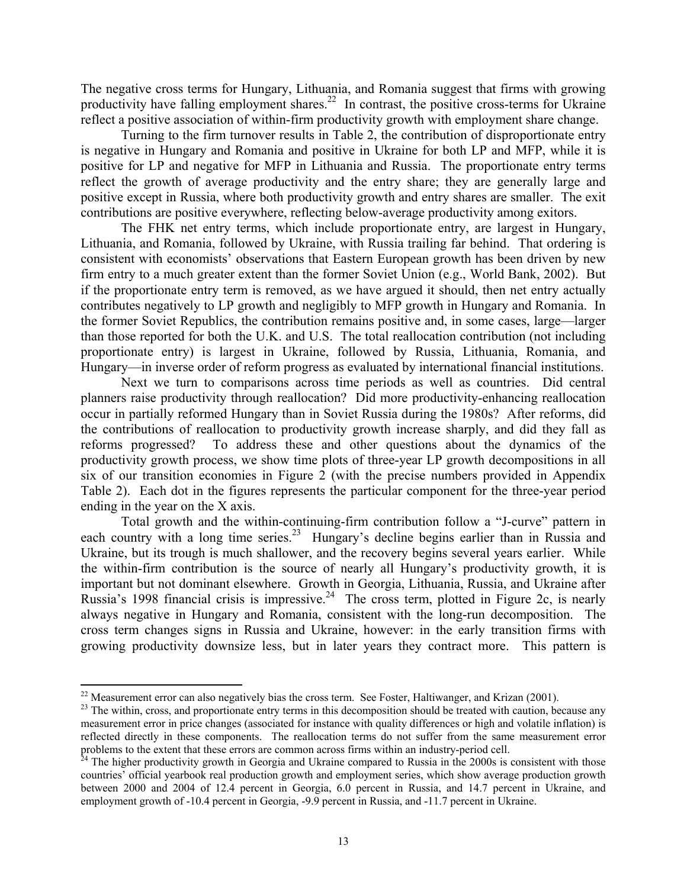The negative cross terms for Hungary, Lithuania, and Romania suggest that firms with growing productivity have falling employment shares.[22] In contrast, the positive cross-terms for Ukraine reflect a positive association of within-firm productivity growth with employment share change.

Turning to the firm turnover results in Table 2, the contribution of disproportionate entry is negative in Hungary and Romania and positive in Ukraine for both LP and MFP, while it is positive for LP and negative for MFP in Lithuania and Russia. The proportionate entry terms reflect the growth of average productivity and the entry share; they are generally large and positive except in Russia, where both productivity growth and entry shares are smaller. The exit contributions are positive everywhere, reflecting below-average productivity among exitors.

The FHK net entry terms, which include proportionate entry, are largest in Hungary, Lithuania, and Romania, followed by Ukraine, with Russia trailing far behind. That ordering is consistent with economists' observations that Eastern European growth has been driven by new firm entry to a much greater extent than the former Soviet Union (e.g., World Bank, 2002). But if the proportionate entry term is removed, as we have argued it should, then net entry actually contributes negatively to LP growth and negligibly to MFP growth in Hungary and Romania. In the former Soviet Republics, the contribution remains positive and, in some cases, large—larger than those reported for both the U.K. and U.S. The total reallocation contribution (not including proportionate entry) is largest in Ukraine, followed by Russia, Lithuania, Romania, and Hungary—in inverse order of reform progress as evaluated by international financial institutions.

Next we turn to comparisons across time periods as well as countries. Did central planners raise productivity through reallocation? Did more productivity-enhancing reallocation occur in partially reformed Hungary than in Soviet Russia during the 1980s? After reforms, did the contributions of reallocation to productivity growth increase sharply, and did they fall as reforms progressed? To address these and other questions about the dynamics of the productivity growth process, we show time plots of three-year LP growth decompositions in all six of our transition economies in Figure 2 (with the precise numbers provided in Appendix Table 2). Each dot in the figures represents the particular component for the three-year period ending in the year on the X axis.

Total growth and the within-continuing-firm contribution follow a "J-curve" pattern in each country with a long time series.[23] Hungary's decline begins earlier than in Russia and Ukraine, but its trough is much shallower, and the recovery begins several years earlier. While the within-firm contribution is the source of nearly all Hungary's productivity growth, it is important but not dominant elsewhere. Growth in Georgia, Lithuania, Russia, and Ukraine after Russia's 1998 financial crisis is impressive.[24] The cross term, plotted in Figure 2c, is nearly always negative in Hungary and Romania, consistent with the long-run decomposition. The cross term changes signs in Russia and Ukraine, however: in the early transition firms with growing productivity downsize less, but in later years they contract more. This pattern is

---

[22] Measurement error can also negatively bias the cross term. See Foster, Haltiwanger, and Krizan (2001).

[23] The within, cross, and proportionate entry terms in this decomposition should be treated with caution, because any measurement error in price changes (associated for instance with quality differences or high and volatile inflation) is reflected directly in these components. The reallocation terms do not suffer from the same measurement error problems to the extent that these errors are common across firms within an industry-period cell.

[24] The higher productivity growth in Georgia and Ukraine compared to Russia in the 2000s is consistent with those countries' official yearbook real production growth and employment series, which show average production growth between 2000 and 2004 of 12.4 percent in Georgia, 6.0 percent in Russia, and 14.7 percent in Ukraine, and employment growth of -10.4 percent in Georgia, -9.9 percent in Russia, and -11.7 percent in Ukraine.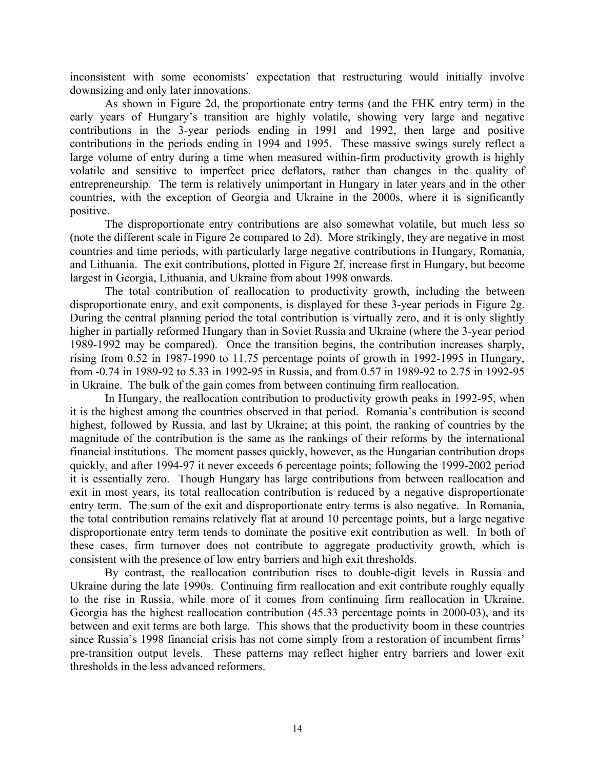inconsistent with some economists' expectation that restructuring would initially involve downsizing and only later innovations.

As shown in Figure 2d, the proportionate entry terms (and the FHK entry term) in the early years of Hungary's transition are highly volatile, showing very large and negative contributions in the 3-year periods ending in 1991 and 1992, then large and positive contributions in the periods ending in 1994 and 1995. These massive swings surely reflect a large volume of entry during a time when measured within-firm productivity growth is highly volatile and sensitive to imperfect price deflators, rather than changes in the quality of entrepreneurship. The term is relatively unimportant in Hungary in later years and in the other countries, with the exception of Georgia and Ukraine in the 2000s, where it is significantly positive.

The disproportionate entry contributions are also somewhat volatile, but much less so (note the different scale in Figure 2e compared to 2d). More strikingly, they are negative in most countries and time periods, with particularly large negative contributions in Hungary, Romania, and Lithuania. The exit contributions, plotted in Figure 2f, increase first in Hungary, but become largest in Georgia, Lithuania, and Ukraine from about 1998 onwards.

The total contribution of reallocation to productivity growth, including the between disproportionate entry, and exit components, is displayed for these 3-year periods in Figure 2g. During the central planning period the total contribution is virtually zero, and it is only slightly higher in partially reformed Hungary than in Soviet Russia and Ukraine (where the 3-year period 1989-1992 may be compared). Once the transition begins, the contribution increases sharply, rising from 0.52 in 1987-1990 to 11.75 percentage points of growth in 1992-1995 in Hungary, from -0.74 in 1989-92 to 5.33 in 1992-95 in Russia, and from 0.57 in 1989-92 to 2.75 in 1992-95 in Ukraine. The bulk of the gain comes from between continuing firm reallocation.

In Hungary, the reallocation contribution to productivity growth peaks in 1992-95, when it is the highest among the countries observed in that period. Romania's contribution is second highest, followed by Russia, and last by Ukraine; at this point, the ranking of countries by the magnitude of the contribution is the same as the rankings of their reforms by the international financial institutions. The moment passes quickly, however, as the Hungarian contribution drops quickly, and after 1994-97 it never exceeds 6 percentage points; following the 1999-2002 period it is essentially zero. Though Hungary has large contributions from between reallocation and exit in most years, its total reallocation contribution is reduced by a negative disproportionate entry term. The sum of the exit and disproportionate entry terms is also negative. In Romania, the total contribution remains relatively flat at around 10 percentage points, but a large negative disproportionate entry term tends to dominate the positive exit contribution as well. In both of these cases, firm turnover does not contribute to aggregate productivity growth, which is consistent with the presence of low entry barriers and high exit thresholds.

By contrast, the reallocation contribution rises to double-digit levels in Russia and Ukraine during the late 1990s. Continuing firm reallocation and exit contribute roughly equally to the rise in Russia, while more of it comes from continuing firm reallocation in Ukraine. Georgia has the highest reallocation contribution (45.33 percentage points in 2000-03), and its between and exit terms are both large. This shows that the productivity boom in these countries since Russia's 1998 financial crisis has not come simply from a restoration of incumbent firms' pre-transition output levels. These patterns may reflect higher entry barriers and lower exit thresholds in the less advanced reformers.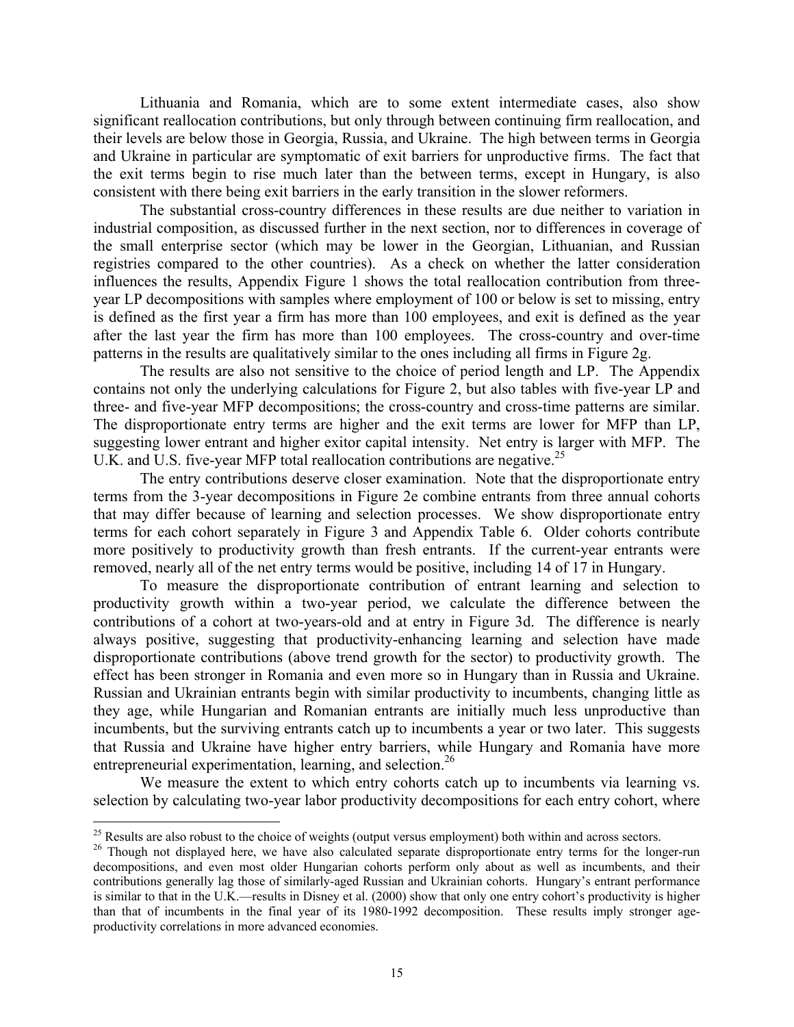Lithuania and Romania, which are to some extent intermediate cases, also show significant reallocation contributions, but only through between continuing firm reallocation, and their levels are below those in Georgia, Russia, and Ukraine. The high between terms in Georgia and Ukraine in particular are symptomatic of exit barriers for unproductive firms. The fact that the exit terms begin to rise much later than the between terms, except in Hungary, is also consistent with there being exit barriers in the early transition in the slower reformers.

The substantial cross-country differences in these results are due neither to variation in industrial composition, as discussed further in the next section, nor to differences in coverage of the small enterprise sector (which may be lower in the Georgian, Lithuanian, and Russian registries compared to the other countries). As a check on whether the latter consideration influences the results, Appendix Figure 1 shows the total reallocation contribution from three-year LP decompositions with samples where employment of 100 or below is set to missing, entry is defined as the first year a firm has more than 100 employees, and exit is defined as the year after the last year the firm has more than 100 employees. The cross-country and over-time patterns in the results are qualitatively similar to the ones including all firms in Figure 2g.

The results are also not sensitive to the choice of period length and LP. The Appendix contains not only the underlying calculations for Figure 2, but also tables with five-year LP and three- and five-year MFP decompositions; the cross-country and cross-time patterns are similar. The disproportionate entry terms are higher and the exit terms are lower for MFP than LP, suggesting lower entrant and higher exitor capital intensity. Net entry is larger with MFP. The U.K. and U.S. five-year MFP total reallocation contributions are negative.[25]

The entry contributions deserve closer examination. Note that the disproportionate entry terms from the 3-year decompositions in Figure 2e combine entrants from three annual cohorts that may differ because of learning and selection processes. We show disproportionate entry terms for each cohort separately in Figure 3 and Appendix Table 6. Older cohorts contribute more positively to productivity growth than fresh entrants. If the current-year entrants were removed, nearly all of the net entry terms would be positive, including 14 of 17 in Hungary.

To measure the disproportionate contribution of entrant learning and selection to productivity growth within a two-year period, we calculate the difference between the contributions of a cohort at two-years-old and at entry in Figure 3d. The difference is nearly always positive, suggesting that productivity-enhancing learning and selection have made disproportionate contributions (above trend growth for the sector) to productivity growth. The effect has been stronger in Romania and even more so in Hungary than in Russia and Ukraine. Russian and Ukrainian entrants begin with similar productivity to incumbents, changing little as they age, while Hungarian and Romanian entrants are initially much less unproductive than incumbents, but the surviving entrants catch up to incumbents a year or two later. This suggests that Russia and Ukraine have higher entry barriers, while Hungary and Romania have more entrepreneurial experimentation, learning, and selection.[26]

We measure the extent to which entry cohorts catch up to incumbents via learning vs. selection by calculating two-year labor productivity decompositions for each entry cohort, where

---

[25] Results are also robust to the choice of weights (output versus employment) both within and across sectors.

[26] Though not displayed here, we have also calculated separate disproportionate entry terms for the longer-run decompositions, and even most older Hungarian cohorts perform only about as well as incumbents, and their contributions generally lag those of similarly-aged Russian and Ukrainian cohorts. Hungary's entrant performance is similar to that in the U.K.—results in Disney et al. (2000) show that only one entry cohort's productivity is higher than that of incumbents in the final year of its 1980-1992 decomposition. These results imply stronger age-productivity correlations in more advanced economies.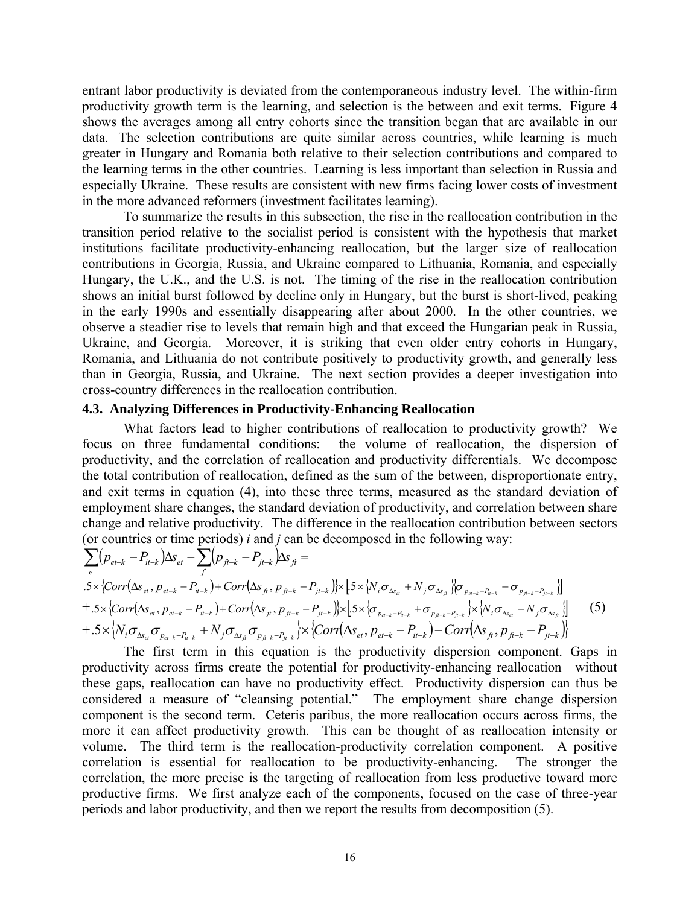entrant labor productivity is deviated from the contemporaneous industry level. The within-firm productivity growth term is the learning, and selection is the between and exit terms. Figure 4 shows the averages among all entry cohorts since the transition began that are available in our data. The selection contributions are quite similar across countries, while learning is much greater in Hungary and Romania both relative to their selection contributions and compared to the learning terms in the other countries. Learning is less important than selection in Russia and especially Ukraine. These results are consistent with new firms facing lower costs of investment in the more advanced reformers (investment facilitates learning).

To summarize the results in this subsection, the rise in the reallocation contribution in the transition period relative to the socialist period is consistent with the hypothesis that market institutions facilitate productivity-enhancing reallocation, but the larger size of reallocation contributions in Georgia, Russia, and Ukraine compared to Lithuania, Romania, and especially Hungary, the U.K., and the U.S. is not. The timing of the rise in the reallocation contribution shows an initial burst followed by decline only in Hungary, but the burst is short-lived, peaking in the early 1990s and essentially disappearing after about 2000. In the other countries, we observe a steadier rise to levels that remain high and that exceed the Hungarian peak in Russia, Ukraine, and Georgia. Moreover, it is striking that even older entry cohorts in Hungary, Romania, and Lithuania do not contribute positively to productivity growth, and generally less than in Georgia, Russia, and Ukraine. The next section provides a deeper investigation into cross-country differences in the reallocation contribution.

### 4.3. Analyzing Differences in Productivity-Enhancing Reallocation

What factors lead to higher contributions of reallocation to productivity growth? We focus on three fundamental conditions: the volume of reallocation, the dispersion of productivity, and the correlation of reallocation and productivity differentials. We decompose the total contribution of reallocation, defined as the sum of the between, disproportionate entry, and exit terms in equation (4), into these three terms, measured as the standard deviation of employment share changes, the standard deviation of productivity, and correlation between share change and relative productivity. The difference in the reallocation contribution between sectors (or countries or time periods) *i* and *j* can be decomposed in the following way:

$$
\begin{aligned}
&\sum_e (p_{et-k} - P_{it-k})\Delta s_{et} - \sum_f (p_{ft-k} - P_{jt-k})\Delta s_{ft} = \\
&.5 \times \{Corr(\Delta s_{et}, p_{et-k} - P_{it-k}) + Corr(\Delta s_{ft}, p_{ft-k} - P_{jt-k})\} \times [.5 \times \{N_i \sigma_{\Delta s_{et}} + N_j \sigma_{\Delta s_{ft}}\}\{\sigma_{p_{et-k}-P_{it-k}} - \sigma_{p_{ft-k}-P_{jt-k}}\}] \\
&+ .5 \times \{Corr(\Delta s_{et}, p_{et-k} - P_{it-k}) + Corr(\Delta s_{ft}, p_{ft-k} - P_{jt-k})\} \times [.5 \times \{\sigma_{p_{et-k}-P_{it-k}} + \sigma_{p_{ft-k}-P_{jt-k}}\} \times \{N_i \sigma_{\Delta s_{et}} - N_j \sigma_{\Delta s_{ft}}\}] \\
&+ .5 \times \{N_i \sigma_{\Delta s_{et}} \sigma_{p_{et-k}-P_{it-k}} + N_j \sigma_{\Delta s_{ft}} \sigma_{p_{ft-k}-P_{jt-k}}\} \times \{Corr(\Delta s_{et}, p_{et-k} - P_{it-k}) - Corr(\Delta s_{ft}, p_{ft-k} - P_{jt-k})\}
\end{aligned}
\tag{5}
$$

The first term in this equation is the productivity dispersion component. Gaps in productivity across firms create the potential for productivity-enhancing reallocation—without these gaps, reallocation can have no productivity effect. Productivity dispersion can thus be considered a measure of "cleansing potential." The employment share change dispersion component is the second term. Ceteris paribus, the more reallocation occurs across firms, the more it can affect productivity growth. This can be thought of as reallocation intensity or volume. The third term is the reallocation-productivity correlation component. A positive correlation is essential for reallocation to be productivity-enhancing. The stronger the correlation, the more precise is the targeting of reallocation from less productive toward more productive firms. We first analyze each of the components, focused on the case of three-year periods and labor productivity, and then we report the results from decomposition (5).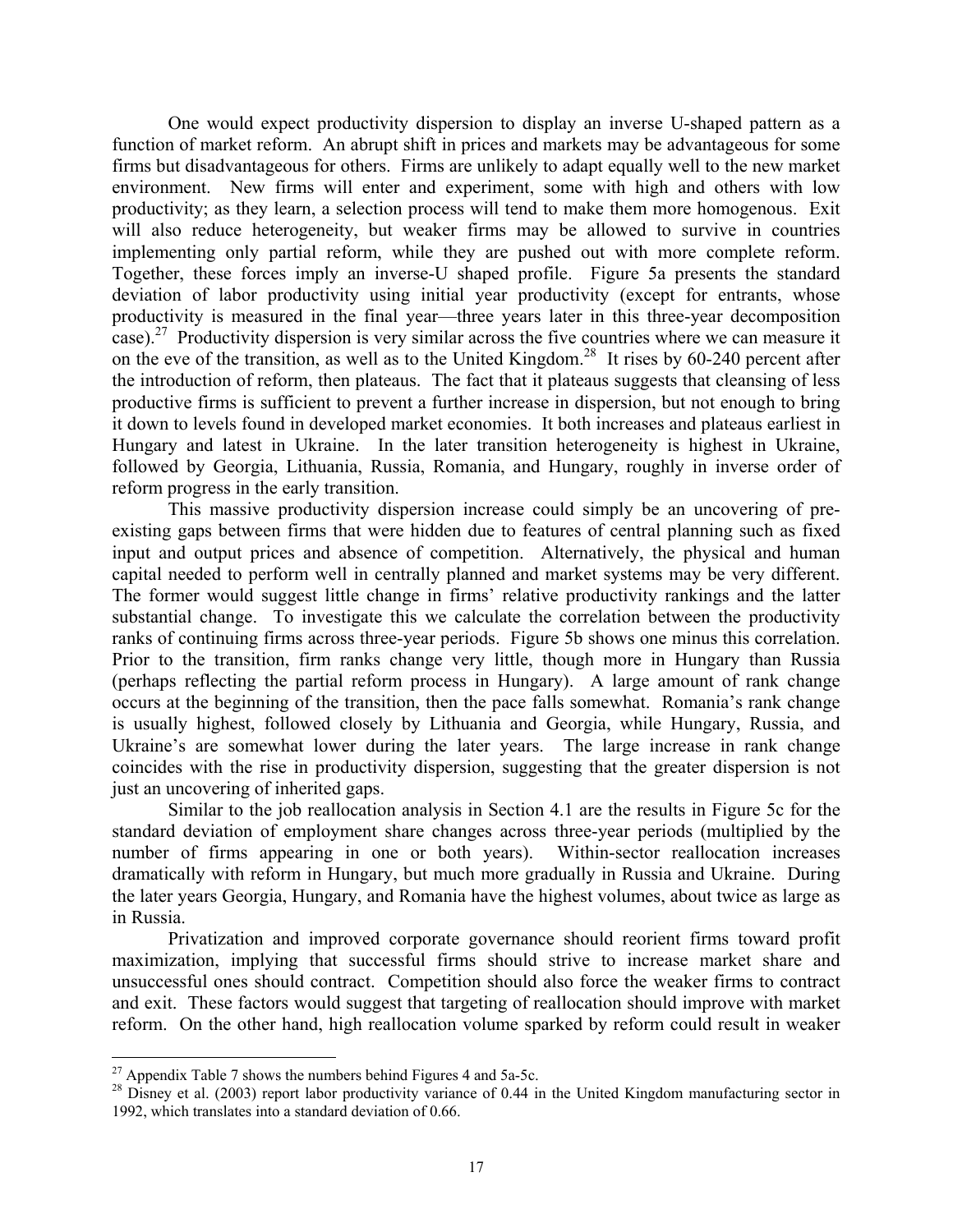One would expect productivity dispersion to display an inverse U-shaped pattern as a function of market reform. An abrupt shift in prices and markets may be advantageous for some firms but disadvantageous for others. Firms are unlikely to adapt equally well to the new market environment. New firms will enter and experiment, some with high and others with low productivity; as they learn, a selection process will tend to make them more homogenous. Exit will also reduce heterogeneity, but weaker firms may be allowed to survive in countries implementing only partial reform, while they are pushed out with more complete reform. Together, these forces imply an inverse-U shaped profile. Figure 5a presents the standard deviation of labor productivity using initial year productivity (except for entrants, whose productivity is measured in the final year—three years later in this three-year decomposition case).[27] Productivity dispersion is very similar across the five countries where we can measure it on the eve of the transition, as well as to the United Kingdom.[28] It rises by 60-240 percent after the introduction of reform, then plateaus. The fact that it plateaus suggests that cleansing of less productive firms is sufficient to prevent a further increase in dispersion, but not enough to bring it down to levels found in developed market economies. It both increases and plateaus earliest in Hungary and latest in Ukraine. In the later transition heterogeneity is highest in Ukraine, followed by Georgia, Lithuania, Russia, Romania, and Hungary, roughly in inverse order of reform progress in the early transition.

This massive productivity dispersion increase could simply be an uncovering of pre-existing gaps between firms that were hidden due to features of central planning such as fixed input and output prices and absence of competition. Alternatively, the physical and human capital needed to perform well in centrally planned and market systems may be very different. The former would suggest little change in firms' relative productivity rankings and the latter substantial change. To investigate this we calculate the correlation between the productivity ranks of continuing firms across three-year periods. Figure 5b shows one minus this correlation. Prior to the transition, firm ranks change very little, though more in Hungary than Russia (perhaps reflecting the partial reform process in Hungary). A large amount of rank change occurs at the beginning of the transition, then the pace falls somewhat. Romania's rank change is usually highest, followed closely by Lithuania and Georgia, while Hungary, Russia, and Ukraine's are somewhat lower during the later years. The large increase in rank change coincides with the rise in productivity dispersion, suggesting that the greater dispersion is not just an uncovering of inherited gaps.

Similar to the job reallocation analysis in Section 4.1 are the results in Figure 5c for the standard deviation of employment share changes across three-year periods (multiplied by the number of firms appearing in one or both years). Within-sector reallocation increases dramatically with reform in Hungary, but much more gradually in Russia and Ukraine. During the later years Georgia, Hungary, and Romania have the highest volumes, about twice as large as in Russia.

Privatization and improved corporate governance should reorient firms toward profit maximization, implying that successful firms should strive to increase market share and unsuccessful ones should contract. Competition should also force the weaker firms to contract and exit. These factors would suggest that targeting of reallocation should improve with market reform. On the other hand, high reallocation volume sparked by reform could result in weaker

---

[27] Appendix Table 7 shows the numbers behind Figures 4 and 5a-5c.

[28] Disney et al. (2003) report labor productivity variance of 0.44 in the United Kingdom manufacturing sector in 1992, which translates into a standard deviation of 0.66.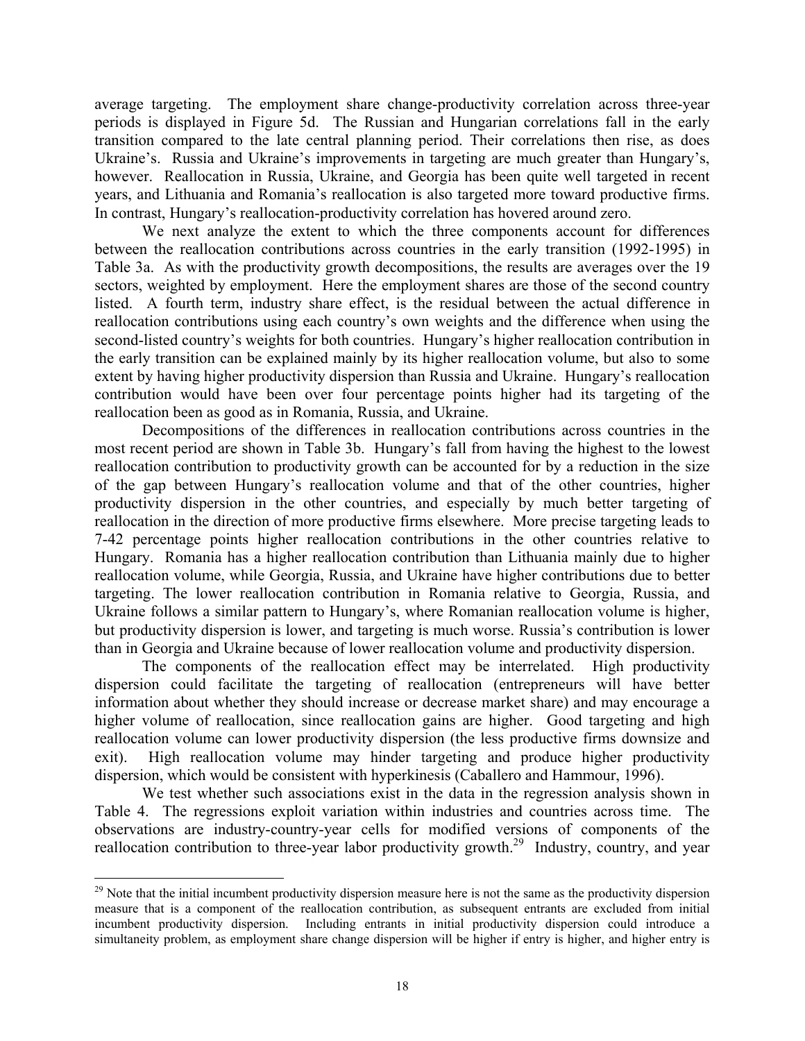average targeting. The employment share change-productivity correlation across three-year periods is displayed in Figure 5d. The Russian and Hungarian correlations fall in the early transition compared to the late central planning period. Their correlations then rise, as does Ukraine's. Russia and Ukraine's improvements in targeting are much greater than Hungary's, however. Reallocation in Russia, Ukraine, and Georgia has been quite well targeted in recent years, and Lithuania and Romania's reallocation is also targeted more toward productive firms. In contrast, Hungary's reallocation-productivity correlation has hovered around zero.

We next analyze the extent to which the three components account for differences between the reallocation contributions across countries in the early transition (1992-1995) in Table 3a. As with the productivity growth decompositions, the results are averages over the 19 sectors, weighted by employment. Here the employment shares are those of the second country listed. A fourth term, industry share effect, is the residual between the actual difference in reallocation contributions using each country's own weights and the difference when using the second-listed country's weights for both countries. Hungary's higher reallocation contribution in the early transition can be explained mainly by its higher reallocation volume, but also to some extent by having higher productivity dispersion than Russia and Ukraine. Hungary's reallocation contribution would have been over four percentage points higher had its targeting of the reallocation been as good as in Romania, Russia, and Ukraine.

Decompositions of the differences in reallocation contributions across countries in the most recent period are shown in Table 3b. Hungary's fall from having the highest to the lowest reallocation contribution to productivity growth can be accounted for by a reduction in the size of the gap between Hungary's reallocation volume and that of the other countries, higher productivity dispersion in the other countries, and especially by much better targeting of reallocation in the direction of more productive firms elsewhere. More precise targeting leads to 7-42 percentage points higher reallocation contributions in the other countries relative to Hungary. Romania has a higher reallocation contribution than Lithuania mainly due to higher reallocation volume, while Georgia, Russia, and Ukraine have higher contributions due to better targeting. The lower reallocation contribution in Romania relative to Georgia, Russia, and Ukraine follows a similar pattern to Hungary's, where Romanian reallocation volume is higher, but productivity dispersion is lower, and targeting is much worse. Russia's contribution is lower than in Georgia and Ukraine because of lower reallocation volume and productivity dispersion.

The components of the reallocation effect may be interrelated. High productivity dispersion could facilitate the targeting of reallocation (entrepreneurs will have better information about whether they should increase or decrease market share) and may encourage a higher volume of reallocation, since reallocation gains are higher. Good targeting and high reallocation volume can lower productivity dispersion (the less productive firms downsize and exit). High reallocation volume may hinder targeting and produce higher productivity dispersion, which would be consistent with hyperkinesis (Caballero and Hammour, 1996).

We test whether such associations exist in the data in the regression analysis shown in Table 4. The regressions exploit variation within industries and countries across time. The observations are industry-country-year cells for modified versions of components of the reallocation contribution to three-year labor productivity growth.[29] Industry, country, and year

---

[29] Note that the initial incumbent productivity dispersion measure here is not the same as the productivity dispersion measure that is a component of the reallocation contribution, as subsequent entrants are excluded from initial incumbent productivity dispersion. Including entrants in initial productivity dispersion could introduce a simultaneity problem, as employment share change dispersion will be higher if entry is higher, and higher entry is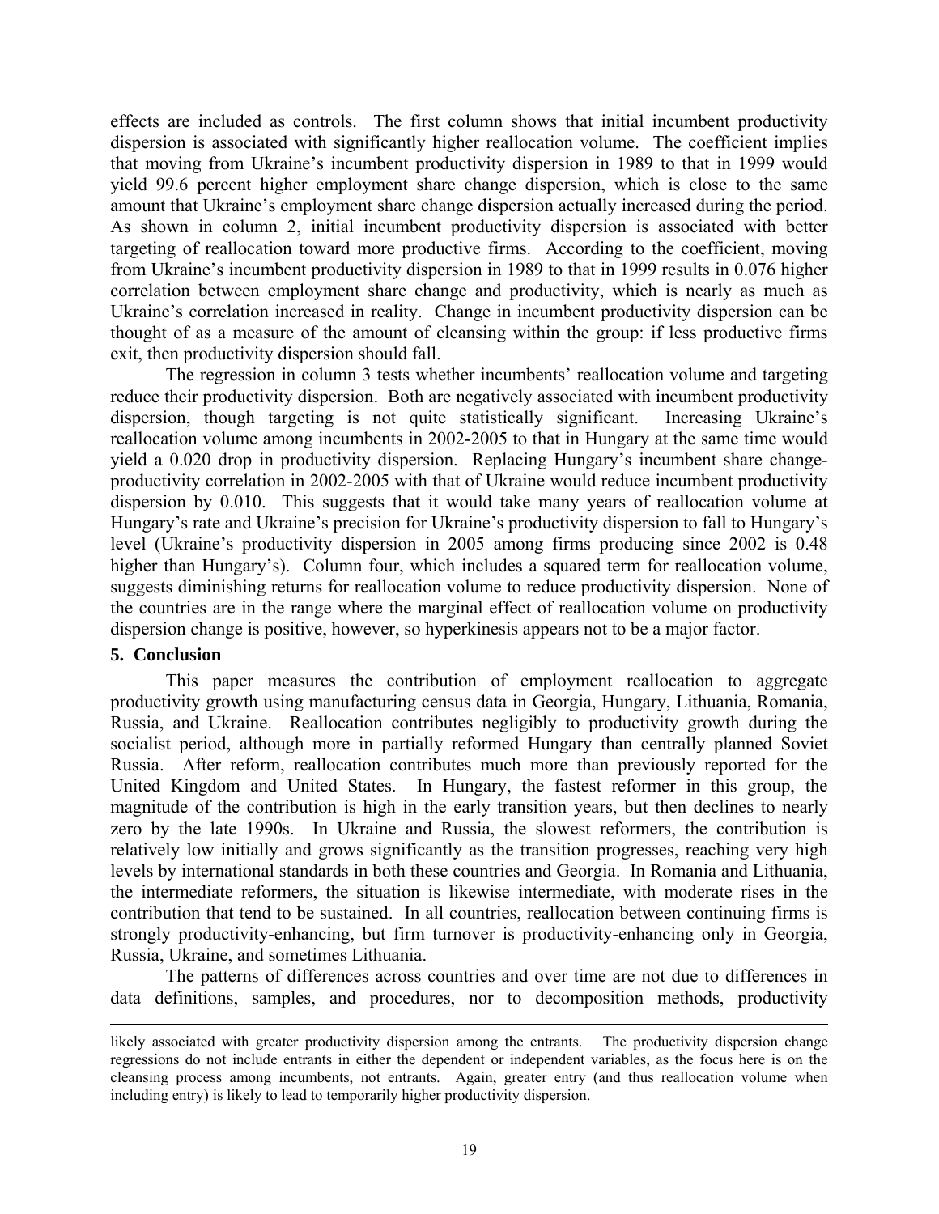effects are included as controls. The first column shows that initial incumbent productivity dispersion is associated with significantly higher reallocation volume. The coefficient implies that moving from Ukraine's incumbent productivity dispersion in 1989 to that in 1999 would yield 99.6 percent higher employment share change dispersion, which is close to the same amount that Ukraine's employment share change dispersion actually increased during the period. As shown in column 2, initial incumbent productivity dispersion is associated with better targeting of reallocation toward more productive firms. According to the coefficient, moving from Ukraine's incumbent productivity dispersion in 1989 to that in 1999 results in 0.076 higher correlation between employment share change and productivity, which is nearly as much as Ukraine's correlation increased in reality. Change in incumbent productivity dispersion can be thought of as a measure of the amount of cleansing within the group: if less productive firms exit, then productivity dispersion should fall.

The regression in column 3 tests whether incumbents' reallocation volume and targeting reduce their productivity dispersion. Both are negatively associated with incumbent productivity dispersion, though targeting is not quite statistically significant. Increasing Ukraine's reallocation volume among incumbents in 2002-2005 to that in Hungary at the same time would yield a 0.020 drop in productivity dispersion. Replacing Hungary's incumbent share change-productivity correlation in 2002-2005 with that of Ukraine would reduce incumbent productivity dispersion by 0.010. This suggests that it would take many years of reallocation volume at Hungary's rate and Ukraine's precision for Ukraine's productivity dispersion to fall to Hungary's level (Ukraine's productivity dispersion in 2005 among firms producing since 2002 is 0.48 higher than Hungary's). Column four, which includes a squared term for reallocation volume, suggests diminishing returns for reallocation volume to reduce productivity dispersion. None of the countries are in the range where the marginal effect of reallocation volume on productivity dispersion change is positive, however, so hyperkinesis appears not to be a major factor.

## 5. Conclusion

This paper measures the contribution of employment reallocation to aggregate productivity growth using manufacturing census data in Georgia, Hungary, Lithuania, Romania, Russia, and Ukraine. Reallocation contributes negligibly to productivity growth during the socialist period, although more in partially reformed Hungary than centrally planned Soviet Russia. After reform, reallocation contributes much more than previously reported for the United Kingdom and United States. In Hungary, the fastest reformer in this group, the magnitude of the contribution is high in the early transition years, but then declines to nearly zero by the late 1990s. In Ukraine and Russia, the slowest reformers, the contribution is relatively low initially and grows significantly as the transition progresses, reaching very high levels by international standards in both these countries and Georgia. In Romania and Lithuania, the intermediate reformers, the situation is likewise intermediate, with moderate rises in the contribution that tend to be sustained. In all countries, reallocation between continuing firms is strongly productivity-enhancing, but firm turnover is productivity-enhancing only in Georgia, Russia, Ukraine, and sometimes Lithuania.

The patterns of differences across countries and over time are not due to differences in data definitions, samples, and procedures, nor to decomposition methods, productivity

---

likely associated with greater productivity dispersion among the entrants. The productivity dispersion change regressions do not include entrants in either the dependent or independent variables, as the focus here is on the cleansing process among incumbents, not entrants. Again, greater entry (and thus reallocation volume when including entry) is likely to lead to temporarily higher productivity dispersion.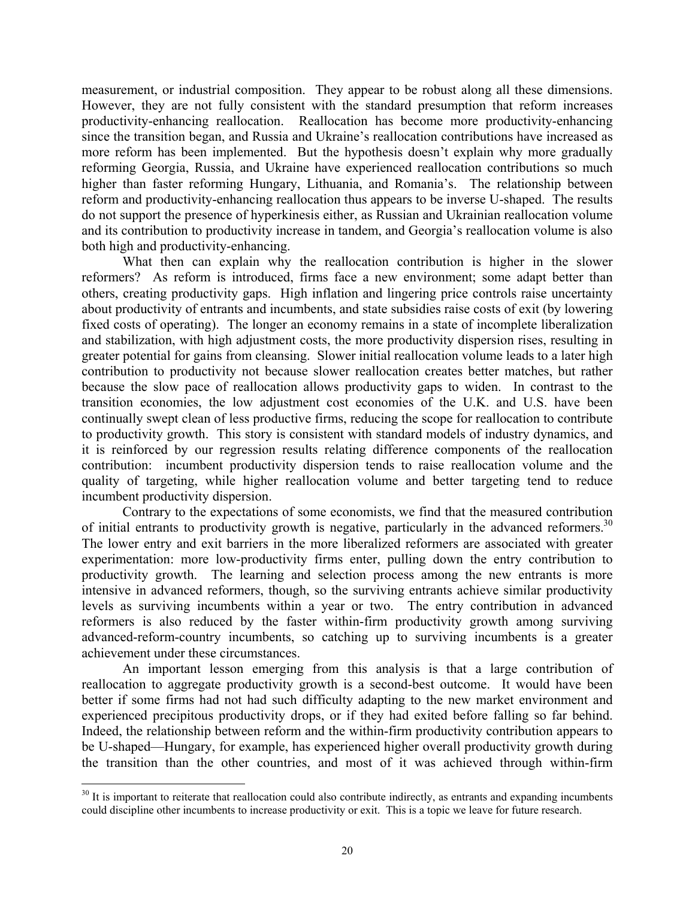measurement, or industrial composition. They appear to be robust along all these dimensions. However, they are not fully consistent with the standard presumption that reform increases productivity-enhancing reallocation. Reallocation has become more productivity-enhancing since the transition began, and Russia and Ukraine's reallocation contributions have increased as more reform has been implemented. But the hypothesis doesn't explain why more gradually reforming Georgia, Russia, and Ukraine have experienced reallocation contributions so much higher than faster reforming Hungary, Lithuania, and Romania's. The relationship between reform and productivity-enhancing reallocation thus appears to be inverse U-shaped. The results do not support the presence of hyperkinesis either, as Russian and Ukrainian reallocation volume and its contribution to productivity increase in tandem, and Georgia's reallocation volume is also both high and productivity-enhancing.

What then can explain why the reallocation contribution is higher in the slower reformers? As reform is introduced, firms face a new environment; some adapt better than others, creating productivity gaps. High inflation and lingering price controls raise uncertainty about productivity of entrants and incumbents, and state subsidies raise costs of exit (by lowering fixed costs of operating). The longer an economy remains in a state of incomplete liberalization and stabilization, with high adjustment costs, the more productivity dispersion rises, resulting in greater potential for gains from cleansing. Slower initial reallocation volume leads to a later high contribution to productivity not because slower reallocation creates better matches, but rather because the slow pace of reallocation allows productivity gaps to widen. In contrast to the transition economies, the low adjustment cost economies of the U.K. and U.S. have been continually swept clean of less productive firms, reducing the scope for reallocation to contribute to productivity growth. This story is consistent with standard models of industry dynamics, and it is reinforced by our regression results relating difference components of the reallocation contribution: incumbent productivity dispersion tends to raise reallocation volume and the quality of targeting, while higher reallocation volume and better targeting tend to reduce incumbent productivity dispersion.

Contrary to the expectations of some economists, we find that the measured contribution of initial entrants to productivity growth is negative, particularly in the advanced reformers.[30] The lower entry and exit barriers in the more liberalized reformers are associated with greater experimentation: more low-productivity firms enter, pulling down the entry contribution to productivity growth. The learning and selection process among the new entrants is more intensive in advanced reformers, though, so the surviving entrants achieve similar productivity levels as surviving incumbents within a year or two. The entry contribution in advanced reformers is also reduced by the faster within-firm productivity growth among surviving advanced-reform-country incumbents, so catching up to surviving incumbents is a greater achievement under these circumstances.

An important lesson emerging from this analysis is that a large contribution of reallocation to aggregate productivity growth is a second-best outcome. It would have been better if some firms had not had such difficulty adapting to the new market environment and experienced precipitous productivity drops, or if they had exited before falling so far behind. Indeed, the relationship between reform and the within-firm productivity contribution appears to be U-shaped—Hungary, for example, has experienced higher overall productivity growth during the transition than the other countries, and most of it was achieved through within-firm

[30] It is important to reiterate that reallocation could also contribute indirectly, as entrants and expanding incumbents could discipline other incumbents to increase productivity or exit. This is a topic we leave for future research.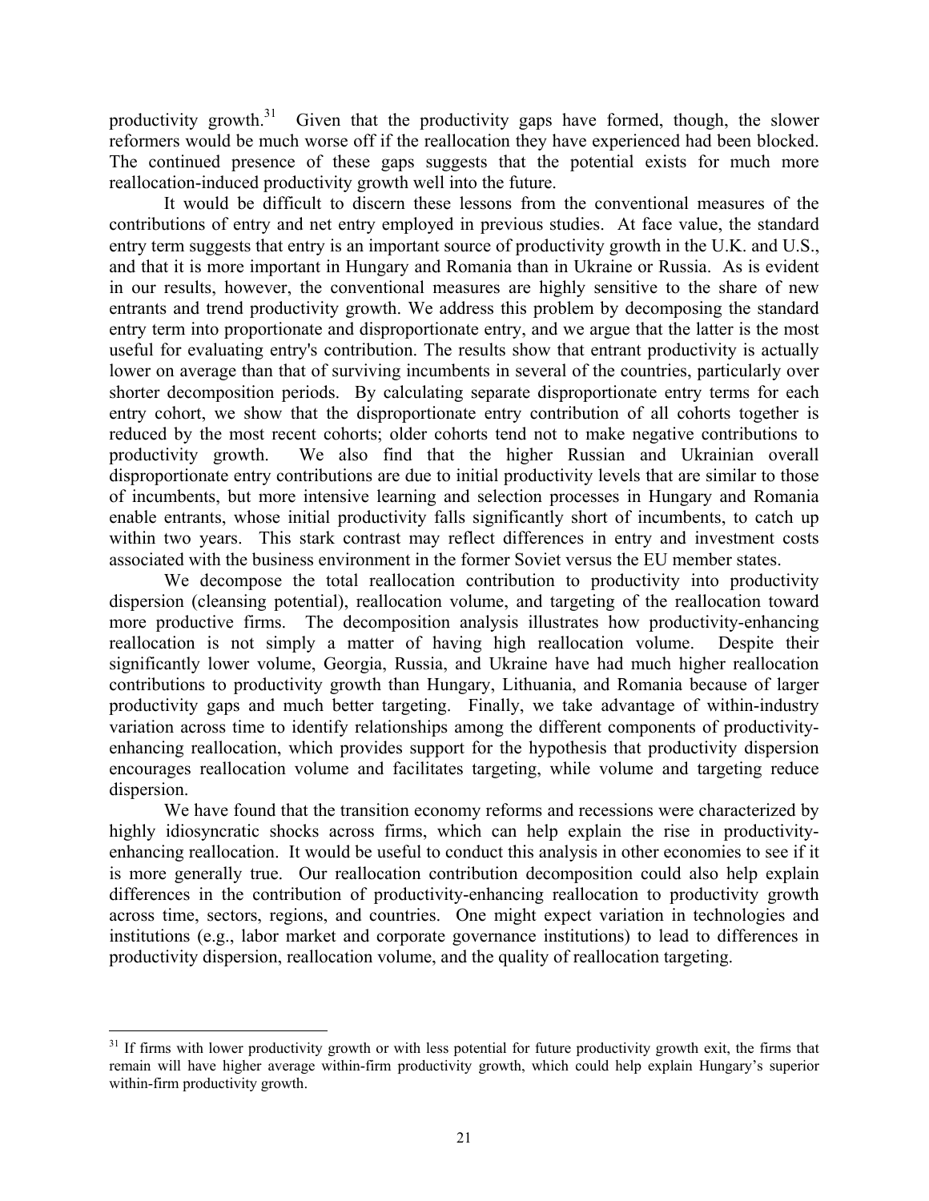productivity growth.[31] Given that the productivity gaps have formed, though, the slower reformers would be much worse off if the reallocation they have experienced had been blocked. The continued presence of these gaps suggests that the potential exists for much more reallocation-induced productivity growth well into the future.

It would be difficult to discern these lessons from the conventional measures of the contributions of entry and net entry employed in previous studies. At face value, the standard entry term suggests that entry is an important source of productivity growth in the U.K. and U.S., and that it is more important in Hungary and Romania than in Ukraine or Russia. As is evident in our results, however, the conventional measures are highly sensitive to the share of new entrants and trend productivity growth. We address this problem by decomposing the standard entry term into proportionate and disproportionate entry, and we argue that the latter is the most useful for evaluating entry's contribution. The results show that entrant productivity is actually lower on average than that of surviving incumbents in several of the countries, particularly over shorter decomposition periods. By calculating separate disproportionate entry terms for each entry cohort, we show that the disproportionate entry contribution of all cohorts together is reduced by the most recent cohorts; older cohorts tend not to make negative contributions to productivity growth. We also find that the higher Russian and Ukrainian overall disproportionate entry contributions are due to initial productivity levels that are similar to those of incumbents, but more intensive learning and selection processes in Hungary and Romania enable entrants, whose initial productivity falls significantly short of incumbents, to catch up within two years. This stark contrast may reflect differences in entry and investment costs associated with the business environment in the former Soviet versus the EU member states.

We decompose the total reallocation contribution to productivity into productivity dispersion (cleansing potential), reallocation volume, and targeting of the reallocation toward more productive firms. The decomposition analysis illustrates how productivity-enhancing reallocation is not simply a matter of having high reallocation volume. Despite their significantly lower volume, Georgia, Russia, and Ukraine have had much higher reallocation contributions to productivity growth than Hungary, Lithuania, and Romania because of larger productivity gaps and much better targeting. Finally, we take advantage of within-industry variation across time to identify relationships among the different components of productivity-enhancing reallocation, which provides support for the hypothesis that productivity dispersion encourages reallocation volume and facilitates targeting, while volume and targeting reduce dispersion.

We have found that the transition economy reforms and recessions were characterized by highly idiosyncratic shocks across firms, which can help explain the rise in productivity-enhancing reallocation. It would be useful to conduct this analysis in other economies to see if it is more generally true. Our reallocation contribution decomposition could also help explain differences in the contribution of productivity-enhancing reallocation to productivity growth across time, sectors, regions, and countries. One might expect variation in technologies and institutions (e.g., labor market and corporate governance institutions) to lead to differences in productivity dispersion, reallocation volume, and the quality of reallocation targeting.

[31] If firms with lower productivity growth or with less potential for future productivity growth exit, the firms that remain will have higher average within-firm productivity growth, which could help explain Hungary's superior within-firm productivity growth.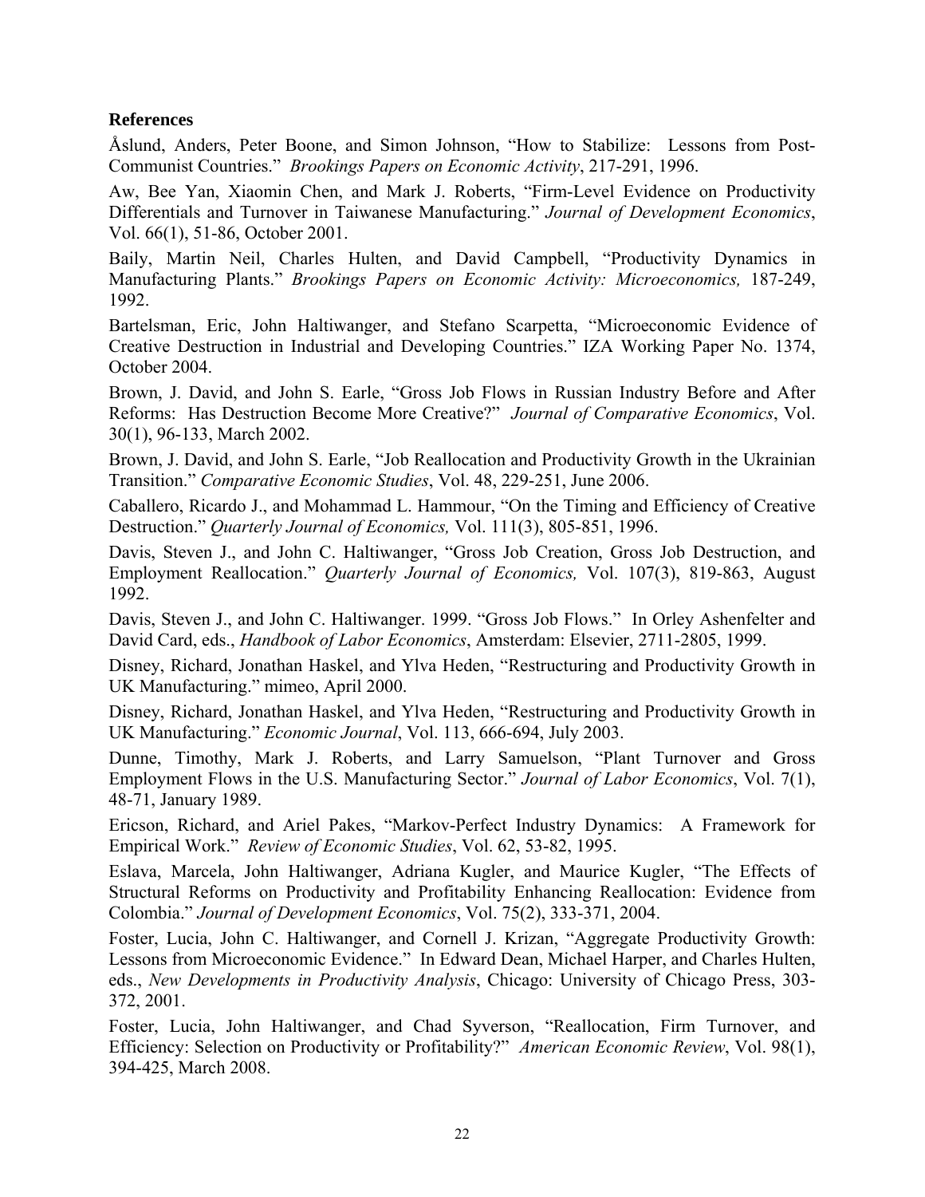**References**

Åslund, Anders, Peter Boone, and Simon Johnson, "How to Stabilize: Lessons from Post-Communist Countries." *Brookings Papers on Economic Activity*, 217-291, 1996.

Aw, Bee Yan, Xiaomin Chen, and Mark J. Roberts, "Firm-Level Evidence on Productivity Differentials and Turnover in Taiwanese Manufacturing." *Journal of Development Economics*, Vol. 66(1), 51-86, October 2001.

Baily, Martin Neil, Charles Hulten, and David Campbell, "Productivity Dynamics in Manufacturing Plants." *Brookings Papers on Economic Activity: Microeconomics,* 187-249, 1992.

Bartelsman, Eric, John Haltiwanger, and Stefano Scarpetta, "Microeconomic Evidence of Creative Destruction in Industrial and Developing Countries." IZA Working Paper No. 1374, October 2004.

Brown, J. David, and John S. Earle, "Gross Job Flows in Russian Industry Before and After Reforms: Has Destruction Become More Creative?" *Journal of Comparative Economics*, Vol. 30(1), 96-133, March 2002.

Brown, J. David, and John S. Earle, "Job Reallocation and Productivity Growth in the Ukrainian Transition." *Comparative Economic Studies*, Vol. 48, 229-251, June 2006.

Caballero, Ricardo J., and Mohammad L. Hammour, "On the Timing and Efficiency of Creative Destruction." *Quarterly Journal of Economics,* Vol. 111(3), 805-851, 1996.

Davis, Steven J., and John C. Haltiwanger, "Gross Job Creation, Gross Job Destruction, and Employment Reallocation." *Quarterly Journal of Economics,* Vol. 107(3), 819-863, August 1992.

Davis, Steven J., and John C. Haltiwanger. 1999. "Gross Job Flows." In Orley Ashenfelter and David Card, eds., *Handbook of Labor Economics*, Amsterdam: Elsevier, 2711-2805, 1999.

Disney, Richard, Jonathan Haskel, and Ylva Heden, "Restructuring and Productivity Growth in UK Manufacturing." mimeo, April 2000.

Disney, Richard, Jonathan Haskel, and Ylva Heden, "Restructuring and Productivity Growth in UK Manufacturing." *Economic Journal*, Vol. 113, 666-694, July 2003.

Dunne, Timothy, Mark J. Roberts, and Larry Samuelson, "Plant Turnover and Gross Employment Flows in the U.S. Manufacturing Sector." *Journal of Labor Economics*, Vol. 7(1), 48-71, January 1989.

Ericson, Richard, and Ariel Pakes, "Markov-Perfect Industry Dynamics: A Framework for Empirical Work." *Review of Economic Studies*, Vol. 62, 53-82, 1995.

Eslava, Marcela, John Haltiwanger, Adriana Kugler, and Maurice Kugler, "The Effects of Structural Reforms on Productivity and Profitability Enhancing Reallocation: Evidence from Colombia." *Journal of Development Economics*, Vol. 75(2), 333-371, 2004.

Foster, Lucia, John C. Haltiwanger, and Cornell J. Krizan, "Aggregate Productivity Growth: Lessons from Microeconomic Evidence." In Edward Dean, Michael Harper, and Charles Hulten, eds., *New Developments in Productivity Analysis*, Chicago: University of Chicago Press, 303-372, 2001.

Foster, Lucia, John Haltiwanger, and Chad Syverson, "Reallocation, Firm Turnover, and Efficiency: Selection on Productivity or Profitability?" *American Economic Review*, Vol. 98(1), 394-425, March 2008.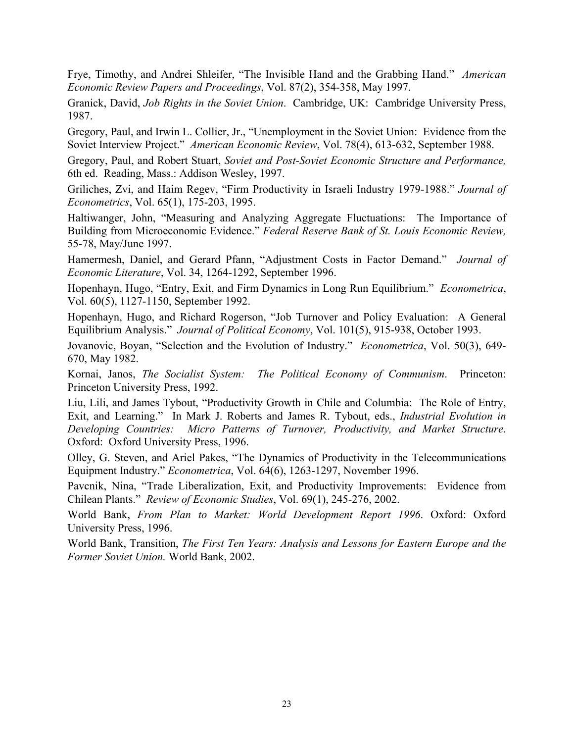Frye, Timothy, and Andrei Shleifer, "The Invisible Hand and the Grabbing Hand." *American Economic Review Papers and Proceedings*, Vol. 87(2), 354-358, May 1997.

Granick, David, *Job Rights in the Soviet Union*. Cambridge, UK: Cambridge University Press, 1987.

Gregory, Paul, and Irwin L. Collier, Jr., "Unemployment in the Soviet Union: Evidence from the Soviet Interview Project." *American Economic Review*, Vol. 78(4), 613-632, September 1988.

Gregory, Paul, and Robert Stuart, *Soviet and Post-Soviet Economic Structure and Performance,* 6th ed. Reading, Mass.: Addison Wesley, 1997.

Griliches, Zvi, and Haim Regev, "Firm Productivity in Israeli Industry 1979-1988." *Journal of Econometrics*, Vol. 65(1), 175-203, 1995.

Haltiwanger, John, "Measuring and Analyzing Aggregate Fluctuations: The Importance of Building from Microeconomic Evidence." *Federal Reserve Bank of St. Louis Economic Review,* 55-78, May/June 1997.

Hamermesh, Daniel, and Gerard Pfann, "Adjustment Costs in Factor Demand." *Journal of Economic Literature*, Vol. 34, 1264-1292, September 1996.

Hopenhayn, Hugo, "Entry, Exit, and Firm Dynamics in Long Run Equilibrium." *Econometrica*, Vol. 60(5), 1127-1150, September 1992.

Hopenhayn, Hugo, and Richard Rogerson, "Job Turnover and Policy Evaluation: A General Equilibrium Analysis." *Journal of Political Economy*, Vol. 101(5), 915-938, October 1993.

Jovanovic, Boyan, "Selection and the Evolution of Industry." *Econometrica*, Vol. 50(3), 649-670, May 1982.

Kornai, Janos, *The Socialist System: The Political Economy of Communism*. Princeton: Princeton University Press, 1992.

Liu, Lili, and James Tybout, "Productivity Growth in Chile and Columbia: The Role of Entry, Exit, and Learning." In Mark J. Roberts and James R. Tybout, eds., *Industrial Evolution in Developing Countries: Micro Patterns of Turnover, Productivity, and Market Structure*. Oxford: Oxford University Press, 1996.

Olley, G. Steven, and Ariel Pakes, "The Dynamics of Productivity in the Telecommunications Equipment Industry." *Econometrica*, Vol. 64(6), 1263-1297, November 1996.

Pavcnik, Nina, "Trade Liberalization, Exit, and Productivity Improvements: Evidence from Chilean Plants." *Review of Economic Studies*, Vol. 69(1), 245-276, 2002.

World Bank, *From Plan to Market: World Development Report 1996*. Oxford: Oxford University Press, 1996.

World Bank, Transition, *The First Ten Years: Analysis and Lessons for Eastern Europe and the Former Soviet Union.* World Bank, 2002.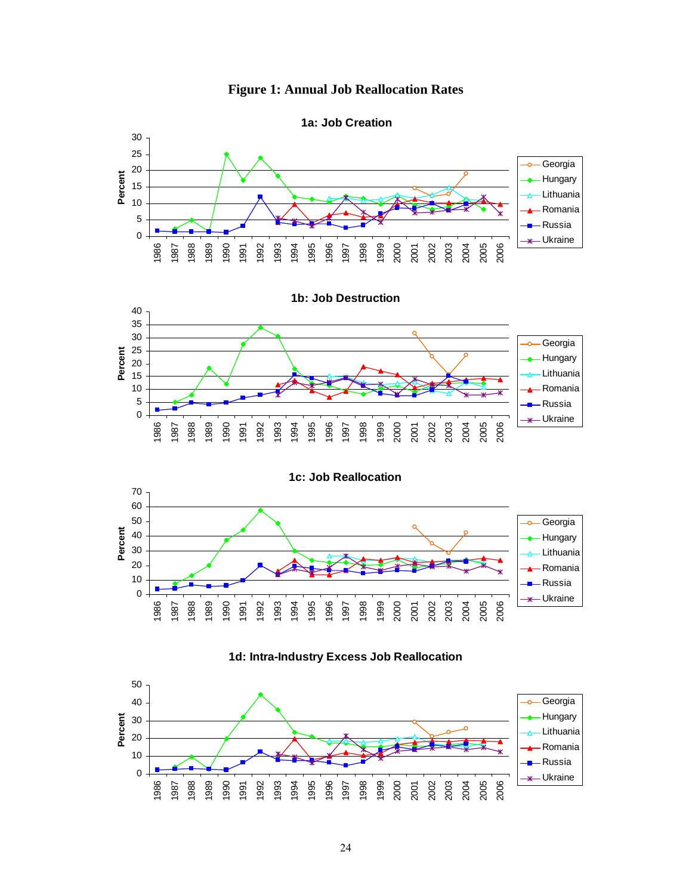**Figure 1: Annual Job Reallocation Rates**

1a: Job Creation

1b: Job Destruction

1c: Job Reallocation

1d: Intra-Industry Excess Job Reallocation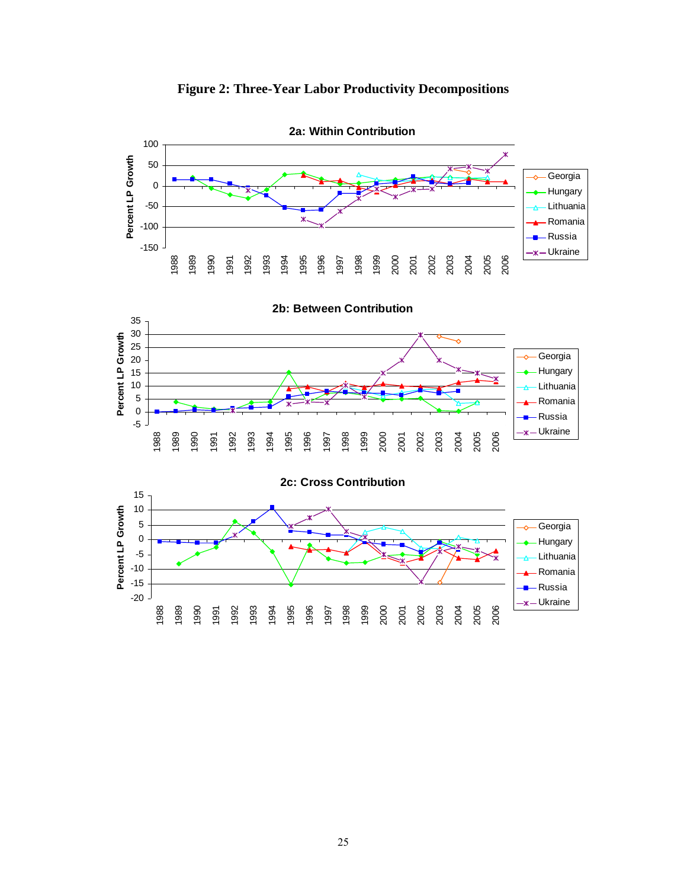**Figure 2: Three-Year Labor Productivity Decompositions**

**2a: Within Contribution**

**2b: Between Contribution**

**2c: Cross Contribution**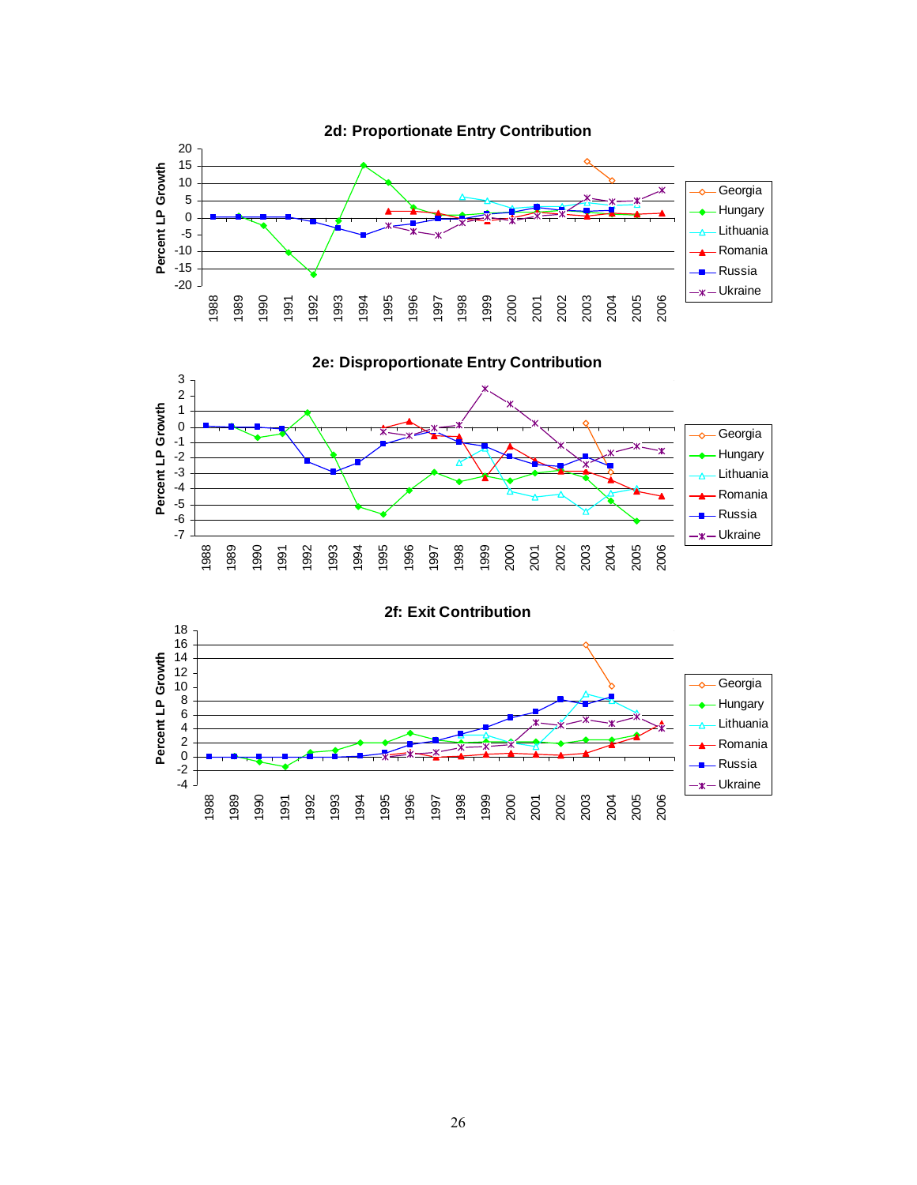**2d: Proportionate Entry Contribution**

**2e: Disproportionate Entry Contribution**

**2f: Exit Contribution**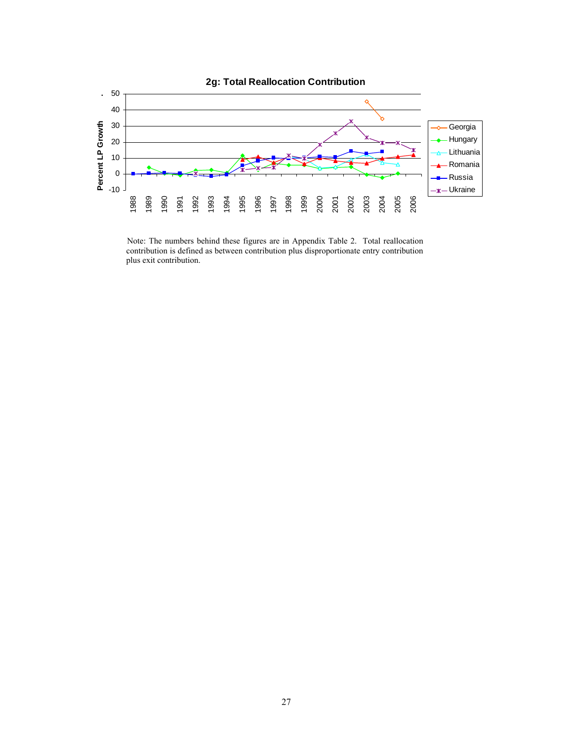**2g: Total Reallocation Contribution**

Note: The numbers behind these figures are in Appendix Table 2. Total reallocation contribution is defined as between contribution plus disproportionate entry contribution plus exit contribution.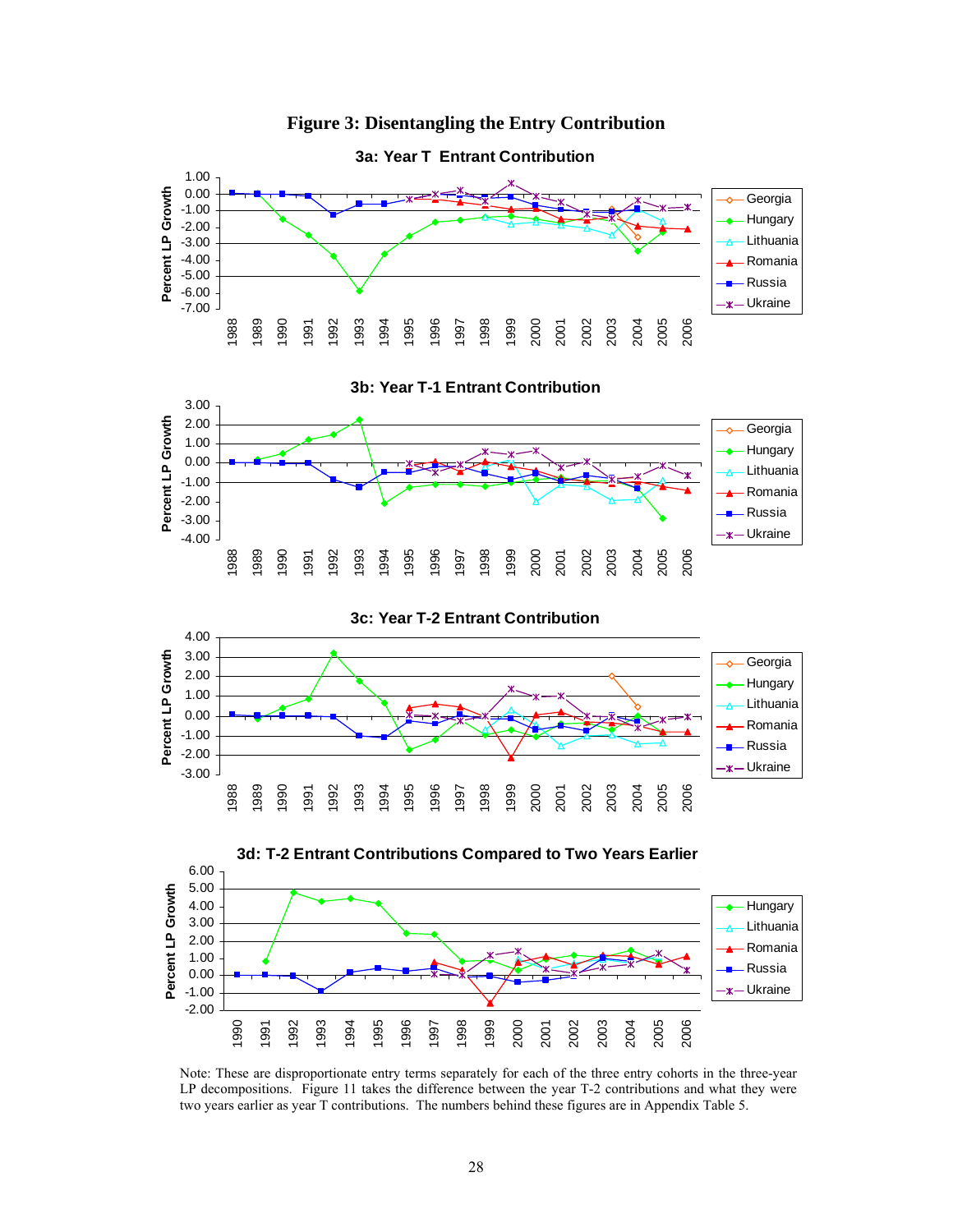# Figure 3: Disentangling the Entry Contribution

Note: These are disproportionate entry terms separately for each of the three entry cohorts in the three-year LP decompositions. Figure 11 takes the difference between the year T-2 contributions and what they were two years earlier as year T contributions. The numbers behind these figures are in Appendix Table 5.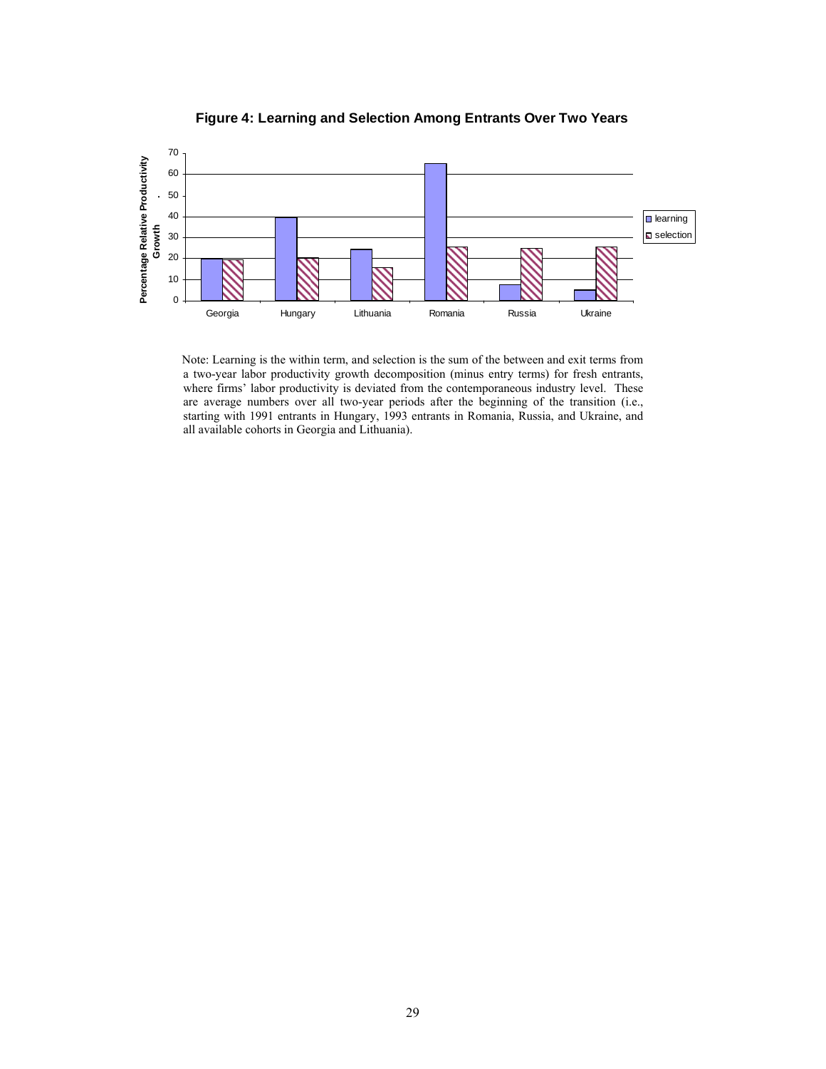**Figure 4: Learning and Selection Among Entrants Over Two Years**

Note: Learning is the within term, and selection is the sum of the between and exit terms from a two-year labor productivity growth decomposition (minus entry terms) for fresh entrants, where firms' labor productivity is deviated from the contemporaneous industry level. These are average numbers over all two-year periods after the beginning of the transition (i.e., starting with 1991 entrants in Hungary, 1993 entrants in Romania, Russia, and Ukraine, and all available cohorts in Georgia and Lithuania).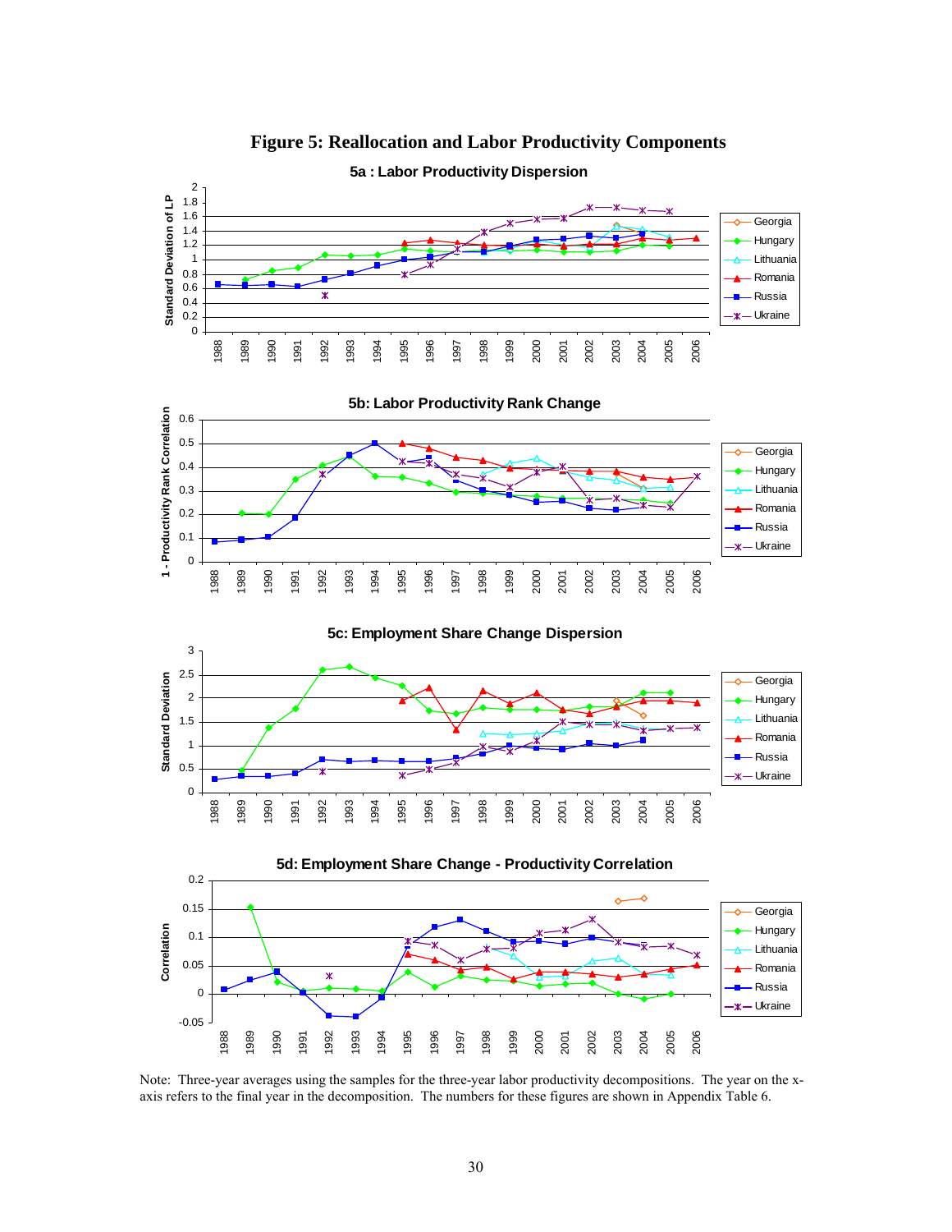# Figure 5: Reallocation and Labor Productivity Components

5a : Labor Productivity Dispersion

5b: Labor Productivity Rank Change

5c: Employment Share Change Dispersion

5d: Employment Share Change - Productivity Correlation

Note: Three-year averages using the samples for the three-year labor productivity decompositions. The year on the x-axis refers to the final year in the decomposition. The numbers for these figures are shown in Appendix Table 6.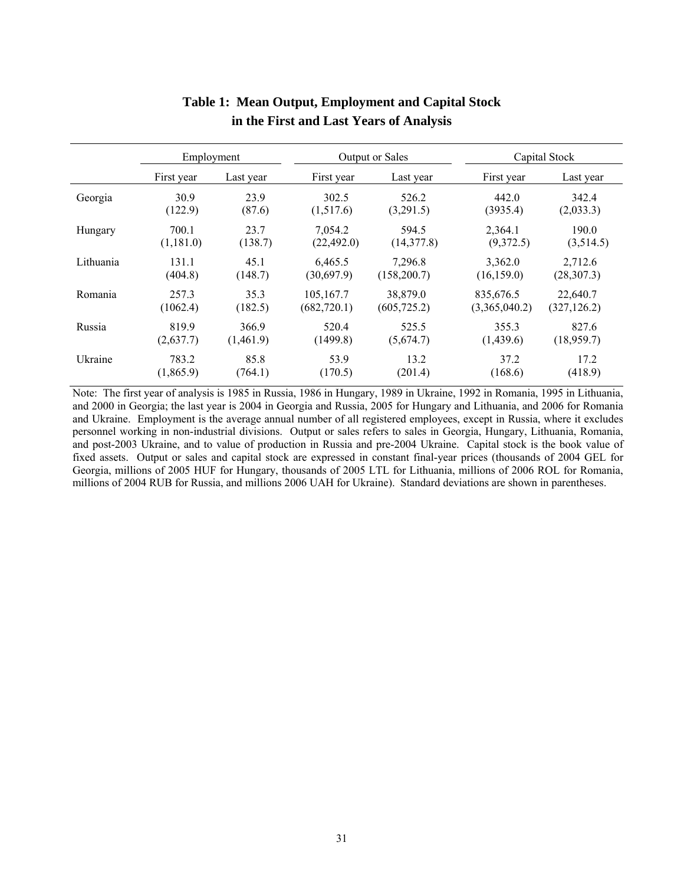**Table 1: Mean Output, Employment and Capital Stock in the First and Last Years of Analysis**

| | Employment | | Output or Sales | | Capital Stock | |
|---|---|---|---|---|---|---|
| | First year | Last year | First year | Last year | First year | Last year |
| Georgia | 30.9 | 23.9 | 302.5 | 526.2 | 442.0 | 342.4 |
| | (122.9) | (87.6) | (1,517.6) | (3,291.5) | (3935.4) | (2,033.3) |
| Hungary | 700.1 | 23.7 | 7,054.2 | 594.5 | 2,364.1 | 190.0 |
| | (1,181.0) | (138.7) | (22,492.0) | (14,377.8) | (9,372.5) | (3,514.5) |
| Lithuania | 131.1 | 45.1 | 6,465.5 | 7,296.8 | 3,362.0 | 2,712.6 |
| | (404.8) | (148.7) | (30,697.9) | (158,200.7) | (16,159.0) | (28,307.3) |
| Romania | 257.3 | 35.3 | 105,167.7 | 38,879.0 | 835,676.5 | 22,640.7 |
| | (1062.4) | (182.5) | (682,720.1) | (605,725.2) | (3,365,040.2) | (327,126.2) |
| Russia | 819.9 | 366.9 | 520.4 | 525.5 | 355.3 | 827.6 |
| | (2,637.7) | (1,461.9) | (1499.8) | (5,674.7) | (1,439.6) | (18,959.7) |
| Ukraine | 783.2 | 85.8 | 53.9 | 13.2 | 37.2 | 17.2 |
| | (1,865.9) | (764.1) | (170.5) | (201.4) | (168.6) | (418.9) |

Note: The first year of analysis is 1985 in Russia, 1986 in Hungary, 1989 in Ukraine, 1992 in Romania, 1995 in Lithuania, and 2000 in Georgia; the last year is 2004 in Georgia and Russia, 2005 for Hungary and Lithuania, and 2006 for Romania and Ukraine. Employment is the average annual number of all registered employees, except in Russia, where it excludes personnel working in non-industrial divisions. Output or sales refers to sales in Georgia, Hungary, Lithuania, Romania, and post-2003 Ukraine, and to value of production in Russia and pre-2004 Ukraine. Capital stock is the book value of fixed assets. Output or sales and capital stock are expressed in constant final-year prices (thousands of 2004 GEL for Georgia, millions of 2005 HUF for Hungary, thousands of 2005 LTL for Lithuania, millions of 2006 ROL for Romania, millions of 2004 RUB for Russia, and millions 2006 UAH for Ukraine). Standard deviations are shown in parentheses.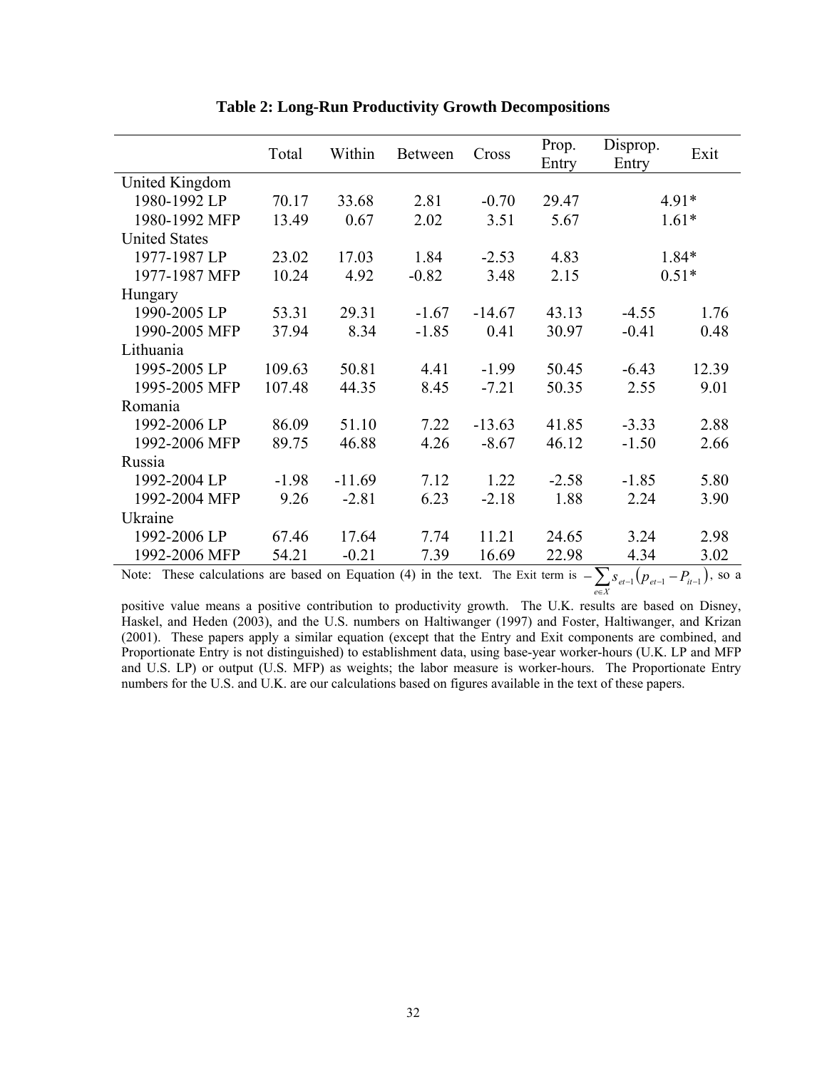**Table 2: Long-Run Productivity Growth Decompositions**

| | Total | Within | Between | Cross | Prop. Entry | Disprop. Entry | Exit |
|---|---|---|---|---|---|---|---|
| United Kingdom | | | | | | | |
| 1980-1992 LP | 70.17 | 33.68 | 2.81 | -0.70 | 29.47 | 4.91* | |
| 1980-1992 MFP | 13.49 | 0.67 | 2.02 | 3.51 | 5.67 | 1.61* | |
| United States | | | | | | | |
| 1977-1987 LP | 23.02 | 17.03 | 1.84 | -2.53 | 4.83 | 1.84* | |
| 1977-1987 MFP | 10.24 | 4.92 | -0.82 | 3.48 | 2.15 | 0.51* | |
| Hungary | | | | | | | |
| 1990-2005 LP | 53.31 | 29.31 | -1.67 | -14.67 | 43.13 | -4.55 | 1.76 |
| 1990-2005 MFP | 37.94 | 8.34 | -1.85 | 0.41 | 30.97 | -0.41 | 0.48 |
| Lithuania | | | | | | | |
| 1995-2005 LP | 109.63 | 50.81 | 4.41 | -1.99 | 50.45 | -6.43 | 12.39 |
| 1995-2005 MFP | 107.48 | 44.35 | 8.45 | -7.21 | 50.35 | 2.55 | 9.01 |
| Romania | | | | | | | |
| 1992-2006 LP | 86.09 | 51.10 | 7.22 | -13.63 | 41.85 | -3.33 | 2.88 |
| 1992-2006 MFP | 89.75 | 46.88 | 4.26 | -8.67 | 46.12 | -1.50 | 2.66 |
| Russia | | | | | | | |
| 1992-2004 LP | -1.98 | -11.69 | 7.12 | 1.22 | -2.58 | -1.85 | 5.80 |
| 1992-2004 MFP | 9.26 | -2.81 | 6.23 | -2.18 | 1.88 | 2.24 | 3.90 |
| Ukraine | | | | | | | |
| 1992-2006 LP | 67.46 | 17.64 | 7.74 | 11.21 | 24.65 | 3.24 | 2.98 |
| 1992-2006 MFP | 54.21 | -0.21 | 7.39 | 16.69 | 22.98 | 4.34 | 3.02 |

Note: These calculations are based on Equation (4) in the text. The Exit term is $-\sum_{e \in X} s_{et-1}\left(p_{et-1} - P_{it-1}\right)$, so a positive value means a positive contribution to productivity growth. The U.K. results are based on Disney, Haskel, and Heden (2003), and the U.S. numbers on Haltiwanger (1997) and Foster, Haltiwanger, and Krizan (2001). These papers apply a similar equation (except that the Entry and Exit components are combined, and Proportionate Entry is not distinguished) to establishment data, using base-year worker-hours (U.K. LP and MFP and U.S. LP) or output (U.S. MFP) as weights; the labor measure is worker-hours. The Proportionate Entry numbers for the U.S. and U.K. are our calculations based on figures available in the text of these papers.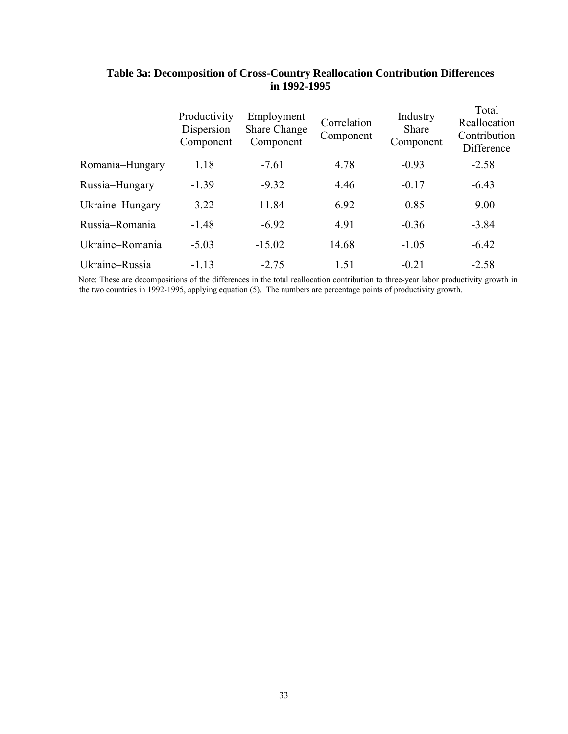**Table 3a: Decomposition of Cross-Country Reallocation Contribution Differences in 1992-1995**

| | Productivity Dispersion Component | Employment Share Change Component | Correlation Component | Industry Share Component | Total Reallocation Contribution Difference |
|---|---|---|---|---|---|
| Romania–Hungary | 1.18 | -7.61 | 4.78 | -0.93 | -2.58 |
| Russia–Hungary | -1.39 | -9.32 | 4.46 | -0.17 | -6.43 |
| Ukraine–Hungary | -3.22 | -11.84 | 6.92 | -0.85 | -9.00 |
| Russia–Romania | -1.48 | -6.92 | 4.91 | -0.36 | -3.84 |
| Ukraine–Romania | -5.03 | -15.02 | 14.68 | -1.05 | -6.42 |
| Ukraine–Russia | -1.13 | -2.75 | 1.51 | -0.21 | -2.58 |

Note: These are decompositions of the differences in the total reallocation contribution to three-year labor productivity growth in the two countries in 1992-1995, applying equation (5). The numbers are percentage points of productivity growth.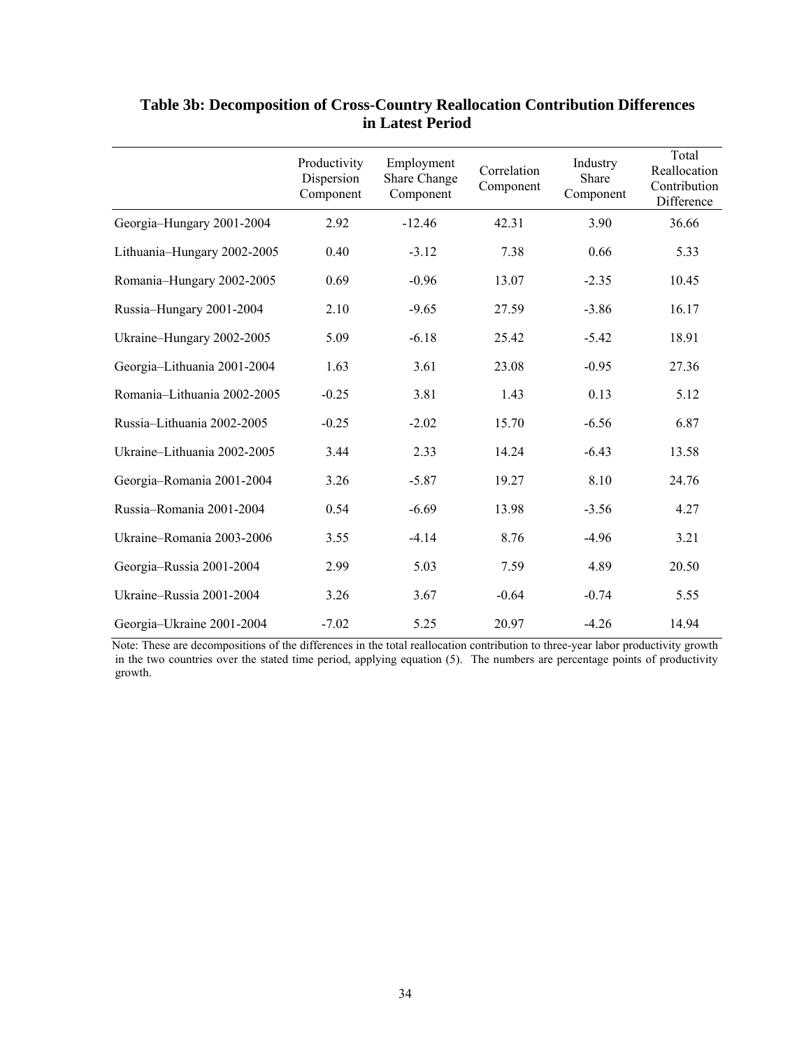**Table 3b: Decomposition of Cross-Country Reallocation Contribution Differences in Latest Period**

| | Productivity Dispersion Component | Employment Share Change Component | Correlation Component | Industry Share Component | Total Reallocation Contribution Difference |
|---|---|---|---|---|---|
| Georgia–Hungary 2001-2004 | 2.92 | -12.46 | 42.31 | 3.90 | 36.66 |
| Lithuania–Hungary 2002-2005 | 0.40 | -3.12 | 7.38 | 0.66 | 5.33 |
| Romania–Hungary 2002-2005 | 0.69 | -0.96 | 13.07 | -2.35 | 10.45 |
| Russia–Hungary 2001-2004 | 2.10 | -9.65 | 27.59 | -3.86 | 16.17 |
| Ukraine–Hungary 2002-2005 | 5.09 | -6.18 | 25.42 | -5.42 | 18.91 |
| Georgia–Lithuania 2001-2004 | 1.63 | 3.61 | 23.08 | -0.95 | 27.36 |
| Romania–Lithuania 2002-2005 | -0.25 | 3.81 | 1.43 | 0.13 | 5.12 |
| Russia–Lithuania 2002-2005 | -0.25 | -2.02 | 15.70 | -6.56 | 6.87 |
| Ukraine–Lithuania 2002-2005 | 3.44 | 2.33 | 14.24 | -6.43 | 13.58 |
| Georgia–Romania 2001-2004 | 3.26 | -5.87 | 19.27 | 8.10 | 24.76 |
| Russia–Romania 2001-2004 | 0.54 | -6.69 | 13.98 | -3.56 | 4.27 |
| Ukraine–Romania 2003-2006 | 3.55 | -4.14 | 8.76 | -4.96 | 3.21 |
| Georgia–Russia 2001-2004 | 2.99 | 5.03 | 7.59 | 4.89 | 20.50 |
| Ukraine–Russia 2001-2004 | 3.26 | 3.67 | -0.64 | -0.74 | 5.55 |
| Georgia–Ukraine 2001-2004 | -7.02 | 5.25 | 20.97 | -4.26 | 14.94 |

Note: These are decompositions of the differences in the total reallocation contribution to three-year labor productivity growth in the two countries over the stated time period, applying equation (5). The numbers are percentage points of productivity growth.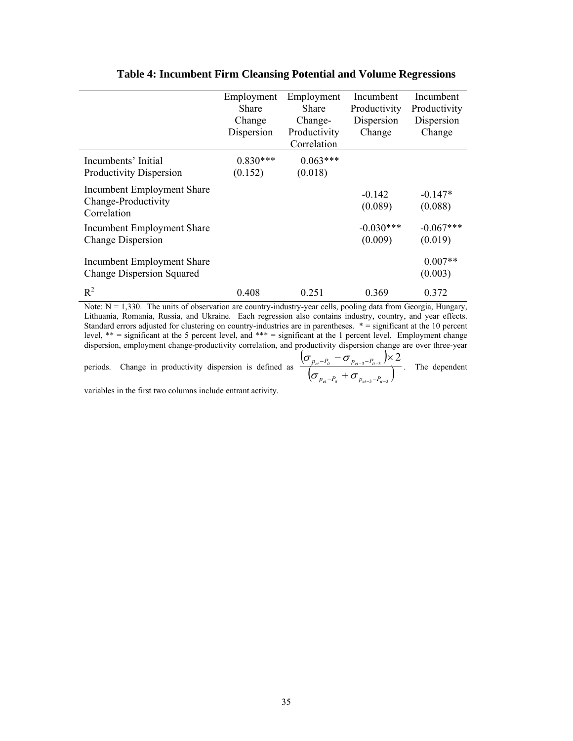**Table 4: Incumbent Firm Cleansing Potential and Volume Regressions**

| | Employment Share Change Dispersion | Employment Share Change-Productivity Correlation | Incumbent Productivity Dispersion Change | Incumbent Productivity Dispersion Change |
|---|---|---|---|---|
| Incumbents' Initial Productivity Dispersion | 0.830***<br>(0.152) | 0.063***<br>(0.018) | | |
| Incumbent Employment Share Change-Productivity Correlation | | | -0.142<br>(0.089) | -0.147*<br>(0.088) |
| Incumbent Employment Share Change Dispersion | | | -0.030***<br>(0.009) | -0.067***<br>(0.019) |
| Incumbent Employment Share Change Dispersion Squared | | | | 0.007**<br>(0.003) |
| $R^2$ | 0.408 | 0.251 | 0.369 | 0.372 |

Note: N = 1,330. The units of observation are country-industry-year cells, pooling data from Georgia, Hungary, Lithuania, Romania, Russia, and Ukraine. Each regression also contains industry, country, and year effects. Standard errors adjusted for clustering on country-industries are in parentheses. * = significant at the 10 percent level, ** = significant at the 5 percent level, and *** = significant at the 1 percent level. Employment change dispersion, employment change-productivity correlation, and productivity dispersion change are over three-year periods. Change in productivity dispersion is defined as $\frac{\left(\sigma_{p_{et}-P_{it}} - \sigma_{p_{et-3}-P_{it-3}}\right)\times 2}{\left(\sigma_{p_{et}-P_{it}} + \sigma_{p_{et-3}-P_{it-3}}\right)}$. The dependent variables in the first two columns include entrant activity.